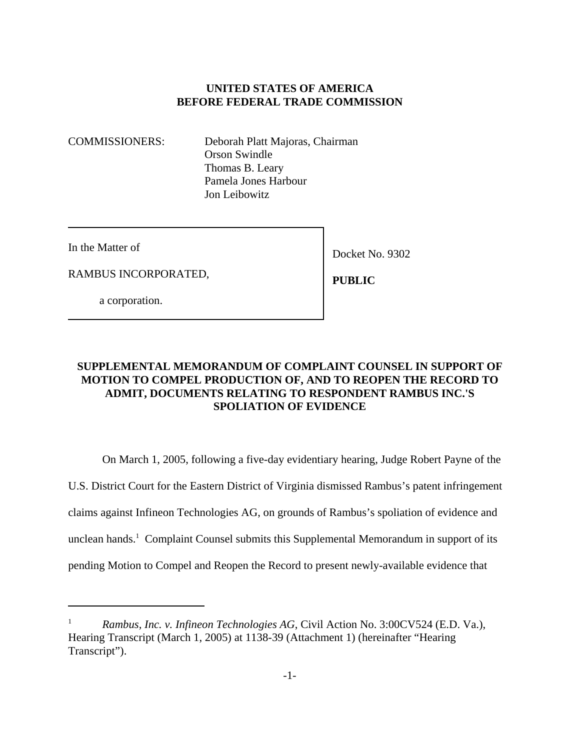**UNITED STATES OF AMERICA**
**BEFORE FEDERAL TRADE COMMISSION**

COMMISSIONERS: Deborah Platt Majoras, Chairman
Orson Swindle
Thomas B. Leary
Pamela Jones Harbour
Jon Leibowitz

| | |
|---|---|
| In the Matter of<br><br>RAMBUS INCORPORATED,<br><br>a corporation. | Docket No. 9302<br><br>**PUBLIC** |

**SUPPLEMENTAL MEMORANDUM OF COMPLAINT COUNSEL IN SUPPORT OF MOTION TO COMPEL PRODUCTION OF, AND TO REOPEN THE RECORD TO ADMIT, DOCUMENTS RELATING TO RESPONDENT RAMBUS INC.'S SPOLIATION OF EVIDENCE**

On March 1, 2005, following a five-day evidentiary hearing, Judge Robert Payne of the U.S. District Court for the Eastern District of Virginia dismissed Rambus's patent infringement claims against Infineon Technologies AG, on grounds of Rambus's spoliation of evidence and unclean hands.[1] Complaint Counsel submits this Supplemental Memorandum in support of its pending Motion to Compel and Reopen the Record to present newly-available evidence that

[1] *Rambus, Inc. v. Infineon Technologies AG*, Civil Action No. 3:00CV524 (E.D. Va.), Hearing Transcript (March 1, 2005) at 1138-39 (Attachment 1) (hereinafter "Hearing Transcript").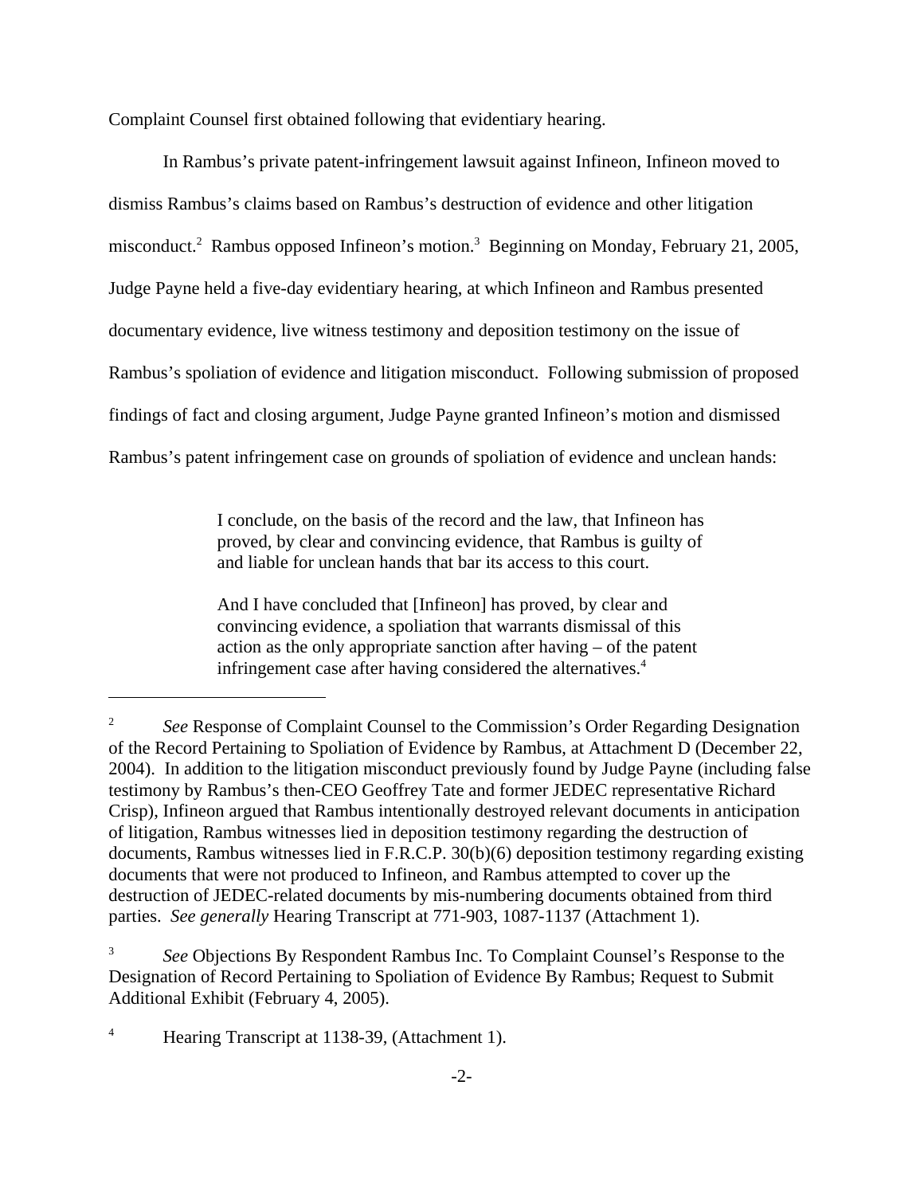Complaint Counsel first obtained following that evidentiary hearing.

In Rambus's private patent-infringement lawsuit against Infineon, Infineon moved to dismiss Rambus's claims based on Rambus's destruction of evidence and other litigation misconduct.[2] Rambus opposed Infineon's motion.[3] Beginning on Monday, February 21, 2005, Judge Payne held a five-day evidentiary hearing, at which Infineon and Rambus presented documentary evidence, live witness testimony and deposition testimony on the issue of Rambus's spoliation of evidence and litigation misconduct. Following submission of proposed findings of fact and closing argument, Judge Payne granted Infineon's motion and dismissed Rambus's patent infringement case on grounds of spoliation of evidence and unclean hands:

> I conclude, on the basis of the record and the law, that Infineon has proved, by clear and convincing evidence, that Rambus is guilty of and liable for unclean hands that bar its access to this court.
>
> And I have concluded that [Infineon] has proved, by clear and convincing evidence, a spoliation that warrants dismissal of this action as the only appropriate sanction after having – of the patent infringement case after having considered the alternatives.[4]

---

[2] *See* Response of Complaint Counsel to the Commission's Order Regarding Designation of the Record Pertaining to Spoliation of Evidence by Rambus, at Attachment D (December 22, 2004). In addition to the litigation misconduct previously found by Judge Payne (including false testimony by Rambus's then-CEO Geoffrey Tate and former JEDEC representative Richard Crisp), Infineon argued that Rambus intentionally destroyed relevant documents in anticipation of litigation, Rambus witnesses lied in deposition testimony regarding the destruction of documents, Rambus witnesses lied in F.R.C.P. 30(b)(6) deposition testimony regarding existing documents that were not produced to Infineon, and Rambus attempted to cover up the destruction of JEDEC-related documents by mis-numbering documents obtained from third parties. *See generally* Hearing Transcript at 771-903, 1087-1137 (Attachment 1).

[3] *See* Objections By Respondent Rambus Inc. To Complaint Counsel's Response to the Designation of Record Pertaining to Spoliation of Evidence By Rambus; Request to Submit Additional Exhibit (February 4, 2005).

[4] Hearing Transcript at 1138-39, (Attachment 1).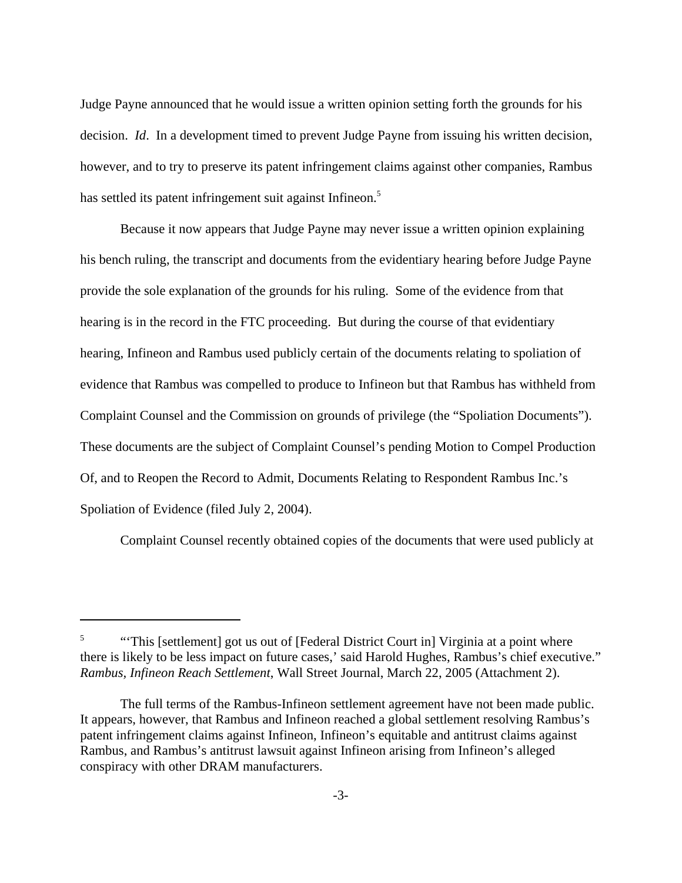Judge Payne announced that he would issue a written opinion setting forth the grounds for his decision. *Id*. In a development timed to prevent Judge Payne from issuing his written decision, however, and to try to preserve its patent infringement claims against other companies, Rambus has settled its patent infringement suit against Infineon.[5]

Because it now appears that Judge Payne may never issue a written opinion explaining his bench ruling, the transcript and documents from the evidentiary hearing before Judge Payne provide the sole explanation of the grounds for his ruling. Some of the evidence from that hearing is in the record in the FTC proceeding. But during the course of that evidentiary hearing, Infineon and Rambus used publicly certain of the documents relating to spoliation of evidence that Rambus was compelled to produce to Infineon but that Rambus has withheld from Complaint Counsel and the Commission on grounds of privilege (the "Spoliation Documents"). These documents are the subject of Complaint Counsel's pending Motion to Compel Production Of, and to Reopen the Record to Admit, Documents Relating to Respondent Rambus Inc.'s Spoliation of Evidence (filed July 2, 2004).

Complaint Counsel recently obtained copies of the documents that were used publicly at

---

[5] "'This [settlement] got us out of [Federal District Court in] Virginia at a point where there is likely to be less impact on future cases,' said Harold Hughes, Rambus's chief executive." *Rambus, Infineon Reach Settlement*, Wall Street Journal, March 22, 2005 (Attachment 2).

The full terms of the Rambus-Infineon settlement agreement have not been made public. It appears, however, that Rambus and Infineon reached a global settlement resolving Rambus's patent infringement claims against Infineon, Infineon's equitable and antitrust claims against Rambus, and Rambus's antitrust lawsuit against Infineon arising from Infineon's alleged conspiracy with other DRAM manufacturers.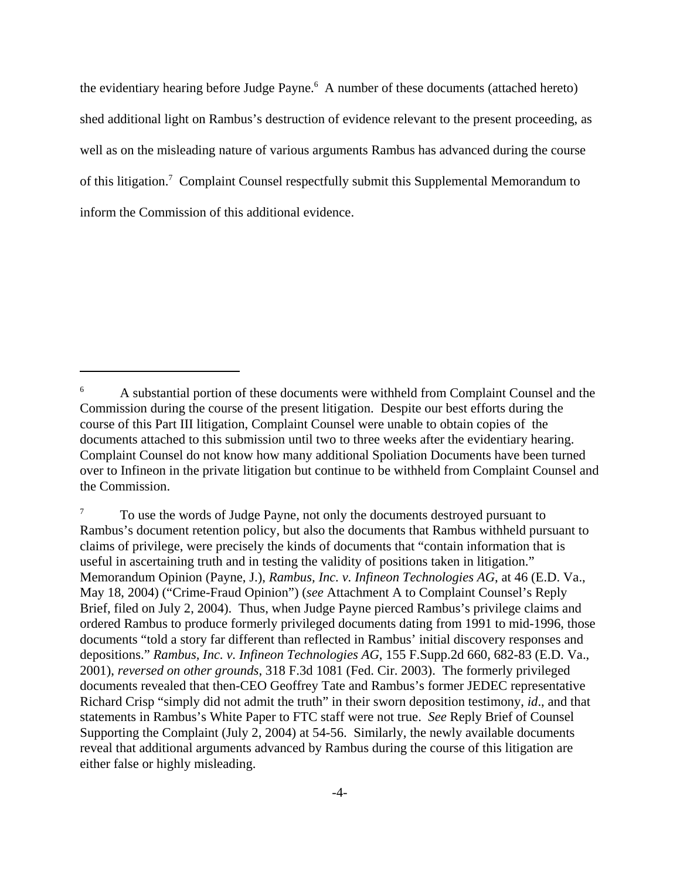the evidentiary hearing before Judge Payne.[6] A number of these documents (attached hereto) shed additional light on Rambus's destruction of evidence relevant to the present proceeding, as well as on the misleading nature of various arguments Rambus has advanced during the course of this litigation.[7] Complaint Counsel respectfully submit this Supplemental Memorandum to inform the Commission of this additional evidence.

---

[6] A substantial portion of these documents were withheld from Complaint Counsel and the Commission during the course of the present litigation. Despite our best efforts during the course of this Part III litigation, Complaint Counsel were unable to obtain copies of the documents attached to this submission until two to three weeks after the evidentiary hearing. Complaint Counsel do not know how many additional Spoliation Documents have been turned over to Infineon in the private litigation but continue to be withheld from Complaint Counsel and the Commission.

[7] To use the words of Judge Payne, not only the documents destroyed pursuant to Rambus's document retention policy, but also the documents that Rambus withheld pursuant to claims of privilege, were precisely the kinds of documents that "contain information that is useful in ascertaining truth and in testing the validity of positions taken in litigation." Memorandum Opinion (Payne, J.), *Rambus, Inc. v. Infineon Technologies AG*, at 46 (E.D. Va., May 18, 2004) ("Crime-Fraud Opinion") (*see* Attachment A to Complaint Counsel's Reply Brief, filed on July 2, 2004). Thus, when Judge Payne pierced Rambus's privilege claims and ordered Rambus to produce formerly privileged documents dating from 1991 to mid-1996, those documents "told a story far different than reflected in Rambus' initial discovery responses and depositions." *Rambus, Inc. v. Infineon Technologies AG*, 155 F.Supp.2d 660, 682-83 (E.D. Va., 2001), *reversed on other grounds*, 318 F.3d 1081 (Fed. Cir. 2003). The formerly privileged documents revealed that then-CEO Geoffrey Tate and Rambus's former JEDEC representative Richard Crisp "simply did not admit the truth" in their sworn deposition testimony, *id*., and that statements in Rambus's White Paper to FTC staff were not true. *See* Reply Brief of Counsel Supporting the Complaint (July 2, 2004) at 54-56. Similarly, the newly available documents reveal that additional arguments advanced by Rambus during the course of this litigation are either false or highly misleading.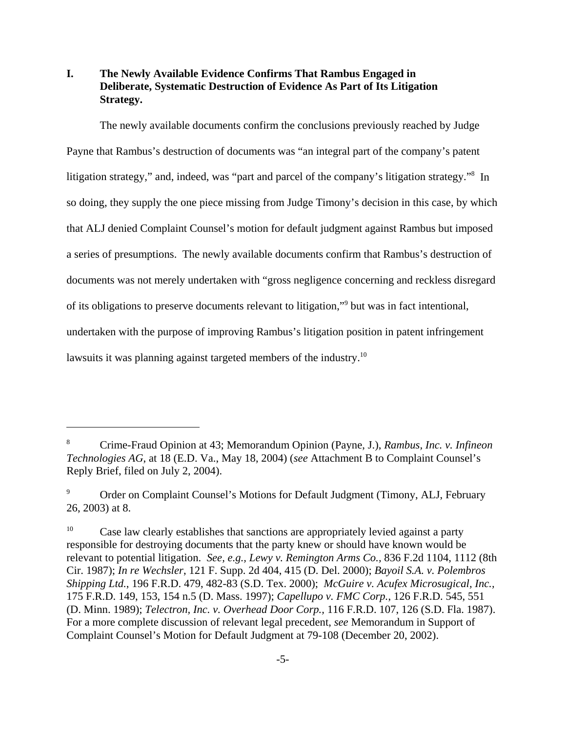## I. The Newly Available Evidence Confirms That Rambus Engaged in Deliberate, Systematic Destruction of Evidence As Part of Its Litigation Strategy.

The newly available documents confirm the conclusions previously reached by Judge Payne that Rambus's destruction of documents was "an integral part of the company's patent litigation strategy," and, indeed, was "part and parcel of the company's litigation strategy."[8] In so doing, they supply the one piece missing from Judge Timony's decision in this case, by which that ALJ denied Complaint Counsel's motion for default judgment against Rambus but imposed a series of presumptions. The newly available documents confirm that Rambus's destruction of documents was not merely undertaken with "gross negligence concerning and reckless disregard of its obligations to preserve documents relevant to litigation,"[9] but was in fact intentional, undertaken with the purpose of improving Rambus's litigation position in patent infringement lawsuits it was planning against targeted members of the industry.[10]

---

[8] Crime-Fraud Opinion at 43; Memorandum Opinion (Payne, J.), *Rambus, Inc. v. Infineon Technologies AG*, at 18 (E.D. Va., May 18, 2004) (*see* Attachment B to Complaint Counsel's Reply Brief, filed on July 2, 2004).

[9] Order on Complaint Counsel's Motions for Default Judgment (Timony, ALJ, February 26, 2003) at 8.

[10] Case law clearly establishes that sanctions are appropriately levied against a party responsible for destroying documents that the party knew or should have known would be relevant to potential litigation. *See, e.g., Lewy v. Remington Arms Co.*, 836 F.2d 1104, 1112 (8th Cir. 1987); *In re Wechsler*, 121 F. Supp. 2d 404, 415 (D. Del. 2000); *Bayoil S.A. v. Polembros Shipping Ltd.*, 196 F.R.D. 479, 482-83 (S.D. Tex. 2000); *McGuire v. Acufex Microsugical, Inc.*, 175 F.R.D. 149, 153, 154 n.5 (D. Mass. 1997); *Capellupo v. FMC Corp.*, 126 F.R.D. 545, 551 (D. Minn. 1989); *Telectron, Inc. v. Overhead Door Corp.*, 116 F.R.D. 107, 126 (S.D. Fla. 1987). For a more complete discussion of relevant legal precedent, *see* Memorandum in Support of Complaint Counsel's Motion for Default Judgment at 79-108 (December 20, 2002).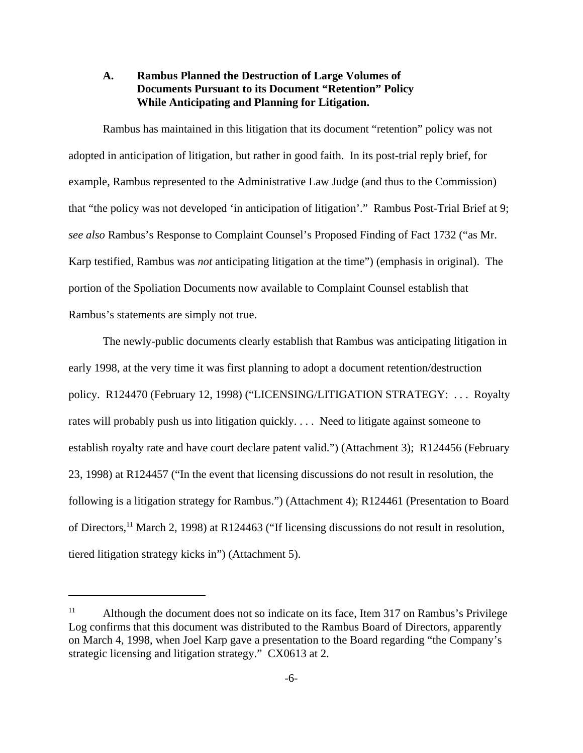### A. Rambus Planned the Destruction of Large Volumes of Documents Pursuant to its Document "Retention" Policy While Anticipating and Planning for Litigation.

Rambus has maintained in this litigation that its document "retention" policy was not adopted in anticipation of litigation, but rather in good faith. In its post-trial reply brief, for example, Rambus represented to the Administrative Law Judge (and thus to the Commission) that "the policy was not developed 'in anticipation of litigation'." Rambus Post-Trial Brief at 9; *see also* Rambus's Response to Complaint Counsel's Proposed Finding of Fact 1732 ("as Mr. Karp testified, Rambus was *not* anticipating litigation at the time") (emphasis in original). The portion of the Spoliation Documents now available to Complaint Counsel establish that Rambus's statements are simply not true.

The newly-public documents clearly establish that Rambus was anticipating litigation in early 1998, at the very time it was first planning to adopt a document retention/destruction policy. R124470 (February 12, 1998) ("LICENSING/LITIGATION STRATEGY: . . . Royalty rates will probably push us into litigation quickly. . . . Need to litigate against someone to establish royalty rate and have court declare patent valid.") (Attachment 3); R124456 (February 23, 1998) at R124457 ("In the event that licensing discussions do not result in resolution, the following is a litigation strategy for Rambus.") (Attachment 4); R124461 (Presentation to Board of Directors,[11] March 2, 1998) at R124463 ("If licensing discussions do not result in resolution, tiered litigation strategy kicks in") (Attachment 5).

[11] Although the document does not so indicate on its face, Item 317 on Rambus's Privilege Log confirms that this document was distributed to the Rambus Board of Directors, apparently on March 4, 1998, when Joel Karp gave a presentation to the Board regarding "the Company's strategic licensing and litigation strategy." CX0613 at 2.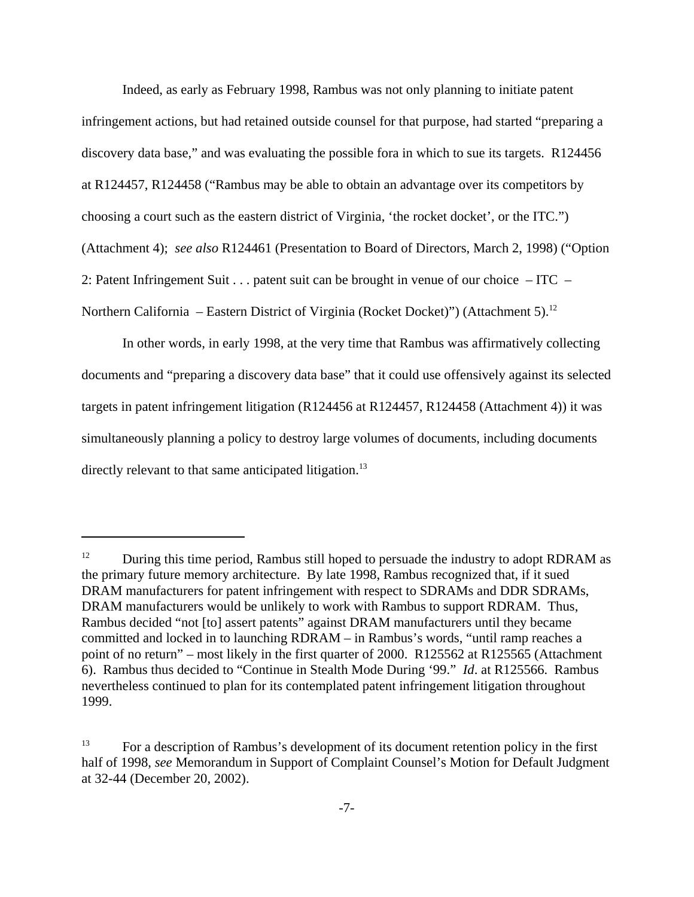Indeed, as early as February 1998, Rambus was not only planning to initiate patent infringement actions, but had retained outside counsel for that purpose, had started "preparing a discovery data base," and was evaluating the possible fora in which to sue its targets. R124456 at R124457, R124458 ("Rambus may be able to obtain an advantage over its competitors by choosing a court such as the eastern district of Virginia, 'the rocket docket', or the ITC.") (Attachment 4); *see also* R124461 (Presentation to Board of Directors, March 2, 1998) ("Option 2: Patent Infringement Suit . . . patent suit can be brought in venue of our choice – ITC – Northern California – Eastern District of Virginia (Rocket Docket)") (Attachment 5).[12]

In other words, in early 1998, at the very time that Rambus was affirmatively collecting documents and "preparing a discovery data base" that it could use offensively against its selected targets in patent infringement litigation (R124456 at R124457, R124458 (Attachment 4)) it was simultaneously planning a policy to destroy large volumes of documents, including documents directly relevant to that same anticipated litigation.[13]

---

[12] During this time period, Rambus still hoped to persuade the industry to adopt RDRAM as the primary future memory architecture. By late 1998, Rambus recognized that, if it sued DRAM manufacturers for patent infringement with respect to SDRAMs and DDR SDRAMs, DRAM manufacturers would be unlikely to work with Rambus to support RDRAM. Thus, Rambus decided "not [to] assert patents" against DRAM manufacturers until they became committed and locked in to launching RDRAM – in Rambus's words, "until ramp reaches a point of no return" – most likely in the first quarter of 2000. R125562 at R125565 (Attachment 6). Rambus thus decided to "Continue in Stealth Mode During '99." *Id*. at R125566. Rambus nevertheless continued to plan for its contemplated patent infringement litigation throughout 1999.

[13] For a description of Rambus's development of its document retention policy in the first half of 1998, *see* Memorandum in Support of Complaint Counsel's Motion for Default Judgment at 32-44 (December 20, 2002).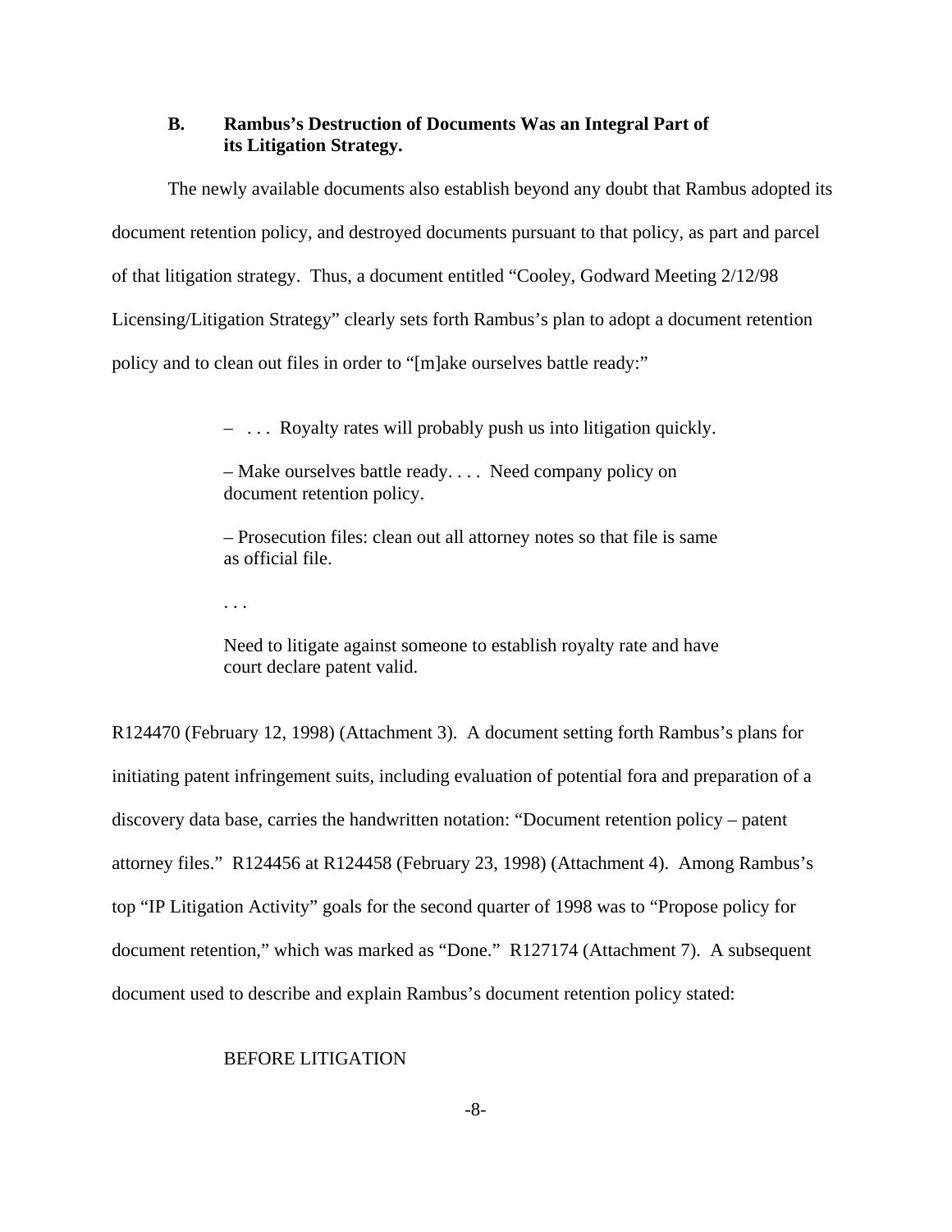### B. Rambus's Destruction of Documents Was an Integral Part of its Litigation Strategy.

The newly available documents also establish beyond any doubt that Rambus adopted its document retention policy, and destroyed documents pursuant to that policy, as part and parcel of that litigation strategy. Thus, a document entitled "Cooley, Godward Meeting 2/12/98 Licensing/Litigation Strategy" clearly sets forth Rambus's plan to adopt a document retention policy and to clean out files in order to "[m]ake ourselves battle ready:"

> – . . . Royalty rates will probably push us into litigation quickly.
>
> – Make ourselves battle ready. . . . Need company policy on document retention policy.
>
> – Prosecution files: clean out all attorney notes so that file is same as official file.
>
> . . .
>
> Need to litigate against someone to establish royalty rate and have court declare patent valid.

R124470 (February 12, 1998) (Attachment 3). A document setting forth Rambus's plans for initiating patent infringement suits, including evaluation of potential fora and preparation of a discovery data base, carries the handwritten notation: "Document retention policy – patent attorney files." R124456 at R124458 (February 23, 1998) (Attachment 4). Among Rambus's top "IP Litigation Activity" goals for the second quarter of 1998 was to "Propose policy for document retention," which was marked as "Done." R127174 (Attachment 7). A subsequent document used to describe and explain Rambus's document retention policy stated:

> BEFORE LITIGATION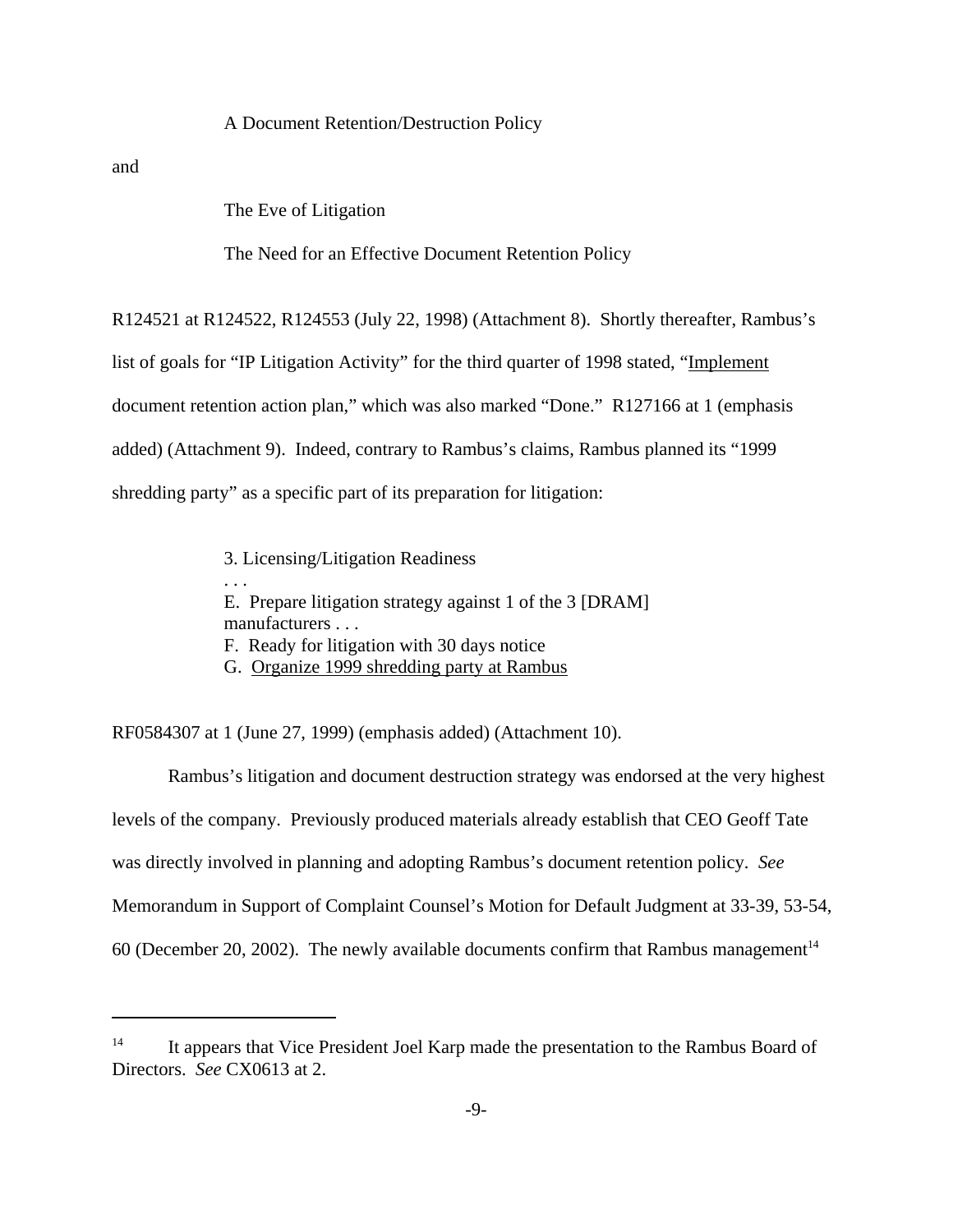A Document Retention/Destruction Policy

and

The Eve of Litigation

The Need for an Effective Document Retention Policy

R124521 at R124522, R124553 (July 22, 1998) (Attachment 8). Shortly thereafter, Rambus's list of goals for "IP Litigation Activity" for the third quarter of 1998 stated, "<u>Implement</u> document retention action plan," which was also marked "Done." R127166 at 1 (emphasis added) (Attachment 9). Indeed, contrary to Rambus's claims, Rambus planned its "1999 shredding party" as a specific part of its preparation for litigation:

> 3. Licensing/Litigation Readiness
> . . .
> E. Prepare litigation strategy against 1 of the 3 [DRAM] manufacturers . . .
> F. Ready for litigation with 30 days notice
> G. <u>Organize 1999 shredding party at Rambus</u>

RF0584307 at 1 (June 27, 1999) (emphasis added) (Attachment 10).

Rambus's litigation and document destruction strategy was endorsed at the very highest levels of the company. Previously produced materials already establish that CEO Geoff Tate was directly involved in planning and adopting Rambus's document retention policy. *See* Memorandum in Support of Complaint Counsel's Motion for Default Judgment at 33-39, 53-54, 60 (December 20, 2002). The newly available documents confirm that Rambus management[14]

---

[14] It appears that Vice President Joel Karp made the presentation to the Rambus Board of Directors. *See* CX0613 at 2.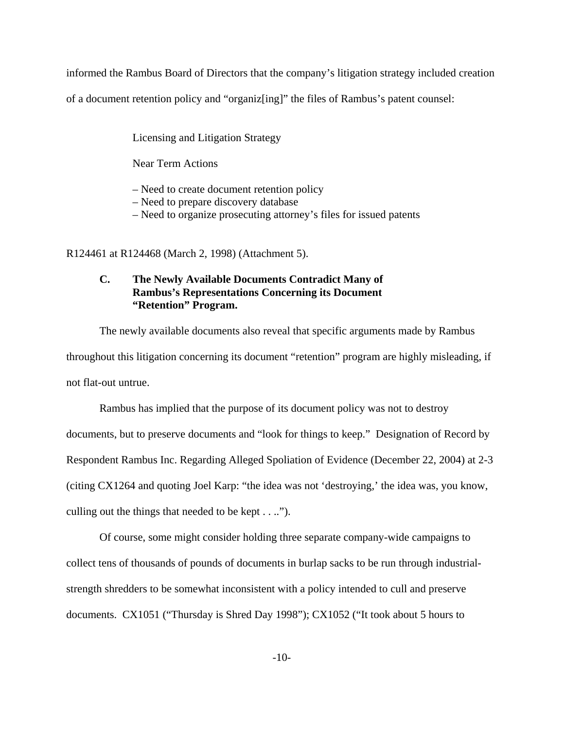informed the Rambus Board of Directors that the company's litigation strategy included creation of a document retention policy and "organiz[ing]" the files of Rambus's patent counsel:

> Licensing and Litigation Strategy
>
> Near Term Actions
>
> – Need to create document retention policy
> – Need to prepare discovery database
> – Need to organize prosecuting attorney's files for issued patents

R124461 at R124468 (March 2, 1998) (Attachment 5).

### C. The Newly Available Documents Contradict Many of Rambus's Representations Concerning its Document "Retention" Program.

The newly available documents also reveal that specific arguments made by Rambus throughout this litigation concerning its document "retention" program are highly misleading, if not flat-out untrue.

Rambus has implied that the purpose of its document policy was not to destroy documents, but to preserve documents and "look for things to keep." Designation of Record by Respondent Rambus Inc. Regarding Alleged Spoliation of Evidence (December 22, 2004) at 2-3 (citing CX1264 and quoting Joel Karp: "the idea was not 'destroying,' the idea was, you know, culling out the things that needed to be kept . . ..").

Of course, some might consider holding three separate company-wide campaigns to collect tens of thousands of pounds of documents in burlap sacks to be run through industrial-strength shredders to be somewhat inconsistent with a policy intended to cull and preserve documents. CX1051 ("Thursday is Shred Day 1998"); CX1052 ("It took about 5 hours to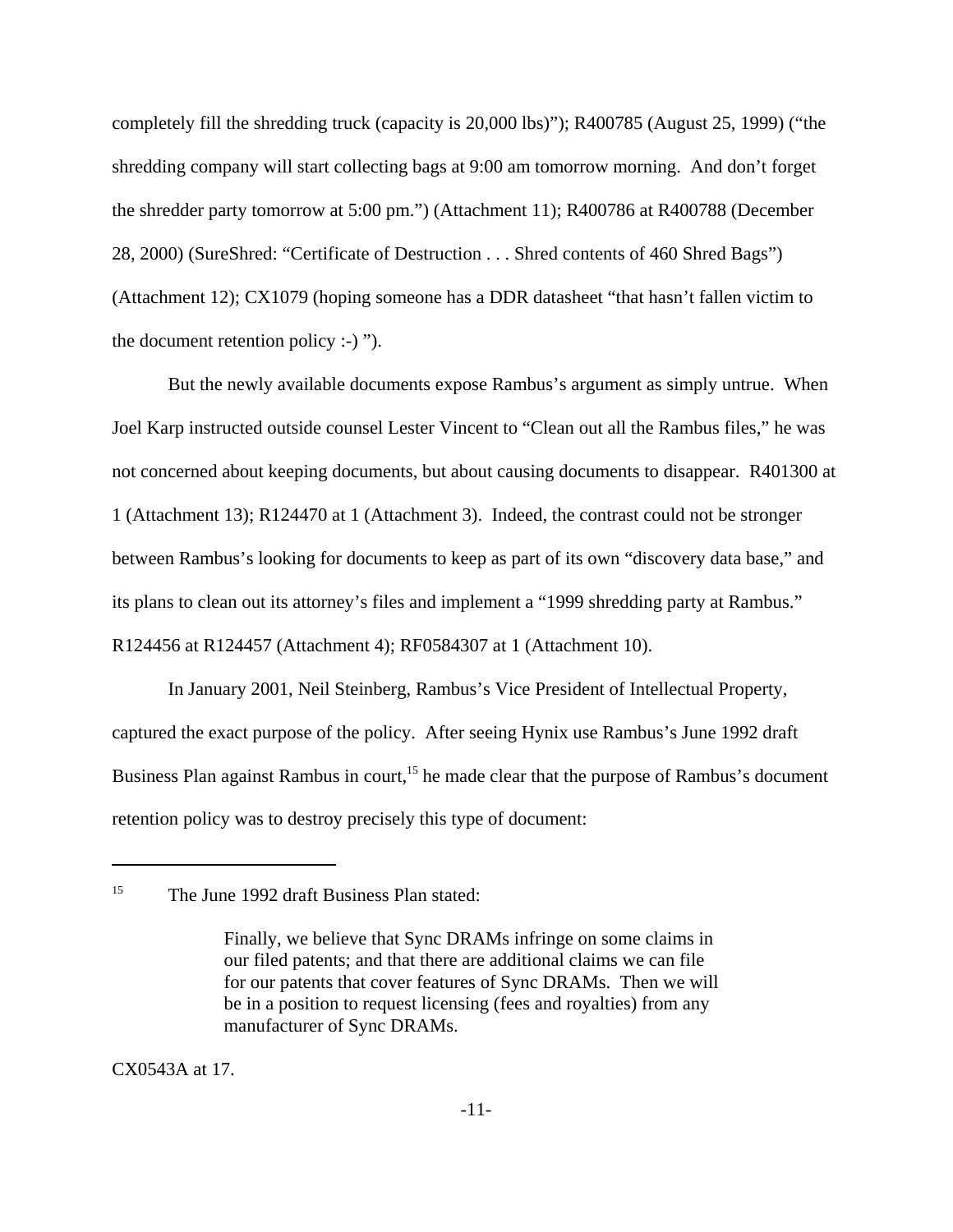completely fill the shredding truck (capacity is 20,000 lbs)"); R400785 (August 25, 1999) ("the shredding company will start collecting bags at 9:00 am tomorrow morning. And don't forget the shredder party tomorrow at 5:00 pm.") (Attachment 11); R400786 at R400788 (December 28, 2000) (SureShred: "Certificate of Destruction . . . Shred contents of 460 Shred Bags") (Attachment 12); CX1079 (hoping someone has a DDR datasheet "that hasn't fallen victim to the document retention policy :-) ").

But the newly available documents expose Rambus's argument as simply untrue. When Joel Karp instructed outside counsel Lester Vincent to "Clean out all the Rambus files," he was not concerned about keeping documents, but about causing documents to disappear. R401300 at 1 (Attachment 13); R124470 at 1 (Attachment 3). Indeed, the contrast could not be stronger between Rambus's looking for documents to keep as part of its own "discovery data base," and its plans to clean out its attorney's files and implement a "1999 shredding party at Rambus." R124456 at R124457 (Attachment 4); RF0584307 at 1 (Attachment 10).

In January 2001, Neil Steinberg, Rambus's Vice President of Intellectual Property, captured the exact purpose of the policy. After seeing Hynix use Rambus's June 1992 draft Business Plan against Rambus in court,[15] he made clear that the purpose of Rambus's document retention policy was to destroy precisely this type of document:

---

[15] The June 1992 draft Business Plan stated:

> Finally, we believe that Sync DRAMs infringe on some claims in our filed patents; and that there are additional claims we can file for our patents that cover features of Sync DRAMs. Then we will be in a position to request licensing (fees and royalties) from any manufacturer of Sync DRAMs.

CX0543A at 17.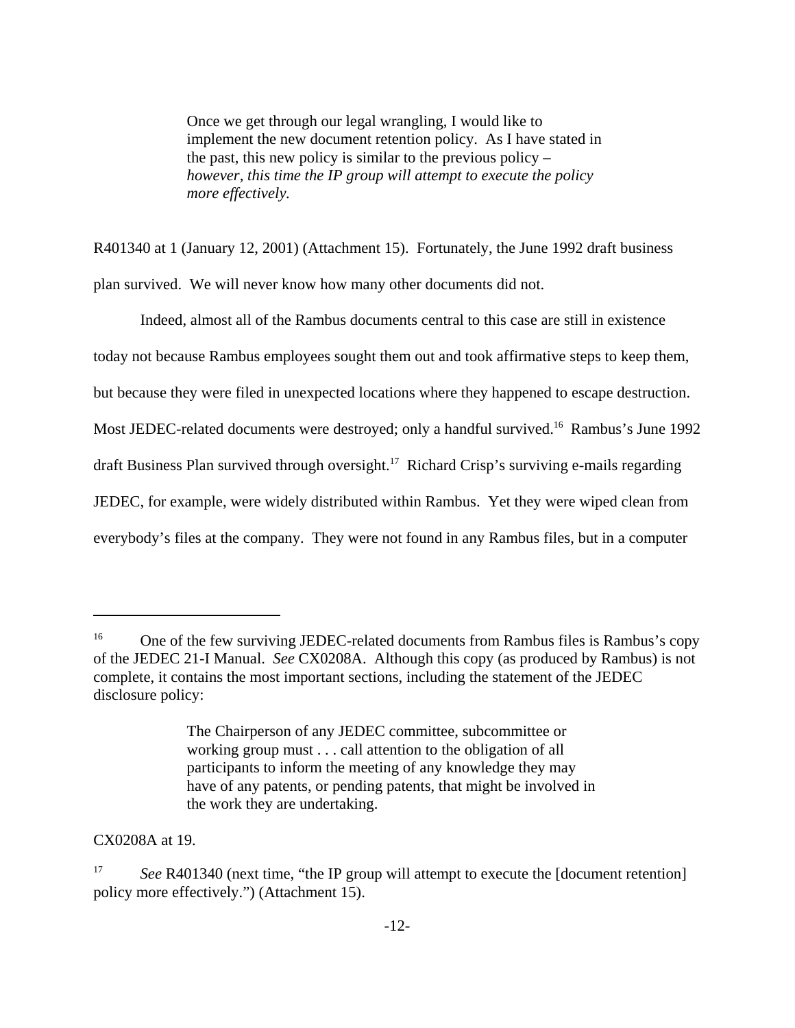> Once we get through our legal wrangling, I would like to implement the new document retention policy. As I have stated in the past, this new policy is similar to the previous policy – *however, this time the IP group will attempt to execute the policy more effectively.*

R401340 at 1 (January 12, 2001) (Attachment 15). Fortunately, the June 1992 draft business plan survived. We will never know how many other documents did not.

Indeed, almost all of the Rambus documents central to this case are still in existence today not because Rambus employees sought them out and took affirmative steps to keep them, but because they were filed in unexpected locations where they happened to escape destruction. Most JEDEC-related documents were destroyed; only a handful survived.[16] Rambus's June 1992 draft Business Plan survived through oversight.[17] Richard Crisp's surviving e-mails regarding JEDEC, for example, were widely distributed within Rambus. Yet they were wiped clean from everybody's files at the company. They were not found in any Rambus files, but in a computer

---

[16] One of the few surviving JEDEC-related documents from Rambus files is Rambus's copy of the JEDEC 21-I Manual. *See* CX0208A. Although this copy (as produced by Rambus) is not complete, it contains the most important sections, including the statement of the JEDEC disclosure policy:

> The Chairperson of any JEDEC committee, subcommittee or working group must . . . call attention to the obligation of all participants to inform the meeting of any knowledge they may have of any patents, or pending patents, that might be involved in the work they are undertaking.

CX0208A at 19.

[17] *See* R401340 (next time, "the IP group will attempt to execute the [document retention] policy more effectively.") (Attachment 15).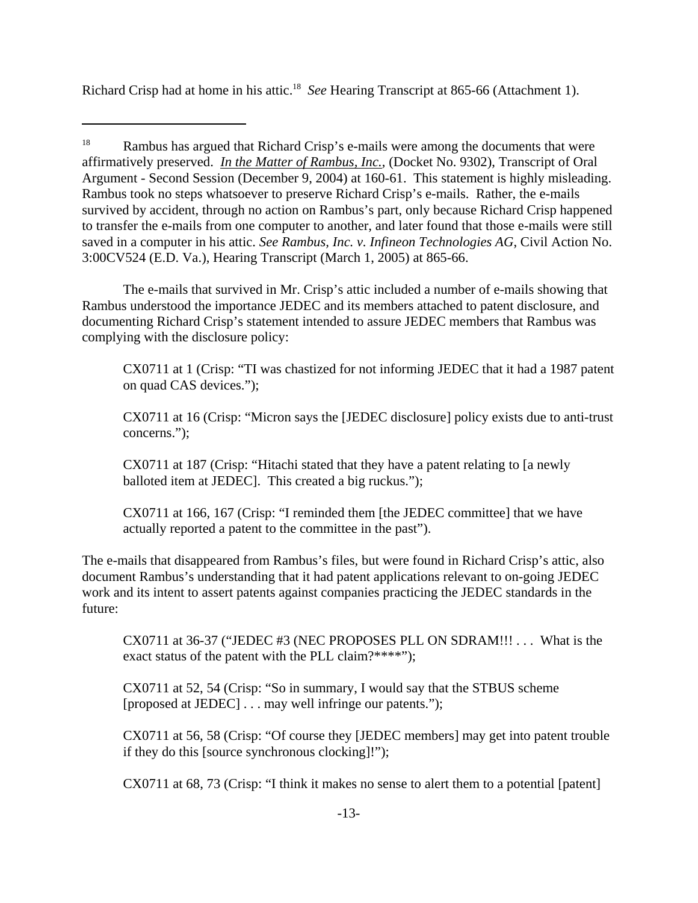Richard Crisp had at home in his attic.[18] *See* Hearing Transcript at 865-66 (Attachment 1).

---

[18] Rambus has argued that Richard Crisp's e-mails were among the documents that were affirmatively preserved. *In the Matter of Rambus, Inc.*, (Docket No. 9302), Transcript of Oral Argument - Second Session (December 9, 2004) at 160-61. This statement is highly misleading. Rambus took no steps whatsoever to preserve Richard Crisp's e-mails. Rather, the e-mails survived by accident, through no action on Rambus's part, only because Richard Crisp happened to transfer the e-mails from one computer to another, and later found that those e-mails were still saved in a computer in his attic. *See Rambus, Inc. v. Infineon Technologies AG*, Civil Action No. 3:00CV524 (E.D. Va.), Hearing Transcript (March 1, 2005) at 865-66.

The e-mails that survived in Mr. Crisp's attic included a number of e-mails showing that Rambus understood the importance JEDEC and its members attached to patent disclosure, and documenting Richard Crisp's statement intended to assure JEDEC members that Rambus was complying with the disclosure policy:

> CX0711 at 1 (Crisp: "TI was chastized for not informing JEDEC that it had a 1987 patent on quad CAS devices.");
>
> CX0711 at 16 (Crisp: "Micron says the [JEDEC disclosure] policy exists due to anti-trust concerns.");
>
> CX0711 at 187 (Crisp: "Hitachi stated that they have a patent relating to [a newly balloted item at JEDEC]. This created a big ruckus.");
>
> CX0711 at 166, 167 (Crisp: "I reminded them [the JEDEC committee] that we have actually reported a patent to the committee in the past").

The e-mails that disappeared from Rambus's files, but were found in Richard Crisp's attic, also document Rambus's understanding that it had patent applications relevant to on-going JEDEC work and its intent to assert patents against companies practicing the JEDEC standards in the future:

> CX0711 at 36-37 ("JEDEC #3 (NEC PROPOSES PLL ON SDRAM!!! . . . What is the exact status of the patent with the PLL claim?****");
>
> CX0711 at 52, 54 (Crisp: "So in summary, I would say that the STBUS scheme [proposed at JEDEC] . . . may well infringe our patents.");
>
> CX0711 at 56, 58 (Crisp: "Of course they [JEDEC members] may get into patent trouble if they do this [source synchronous clocking]!");
>
> CX0711 at 68, 73 (Crisp: "I think it makes no sense to alert them to a potential [patent]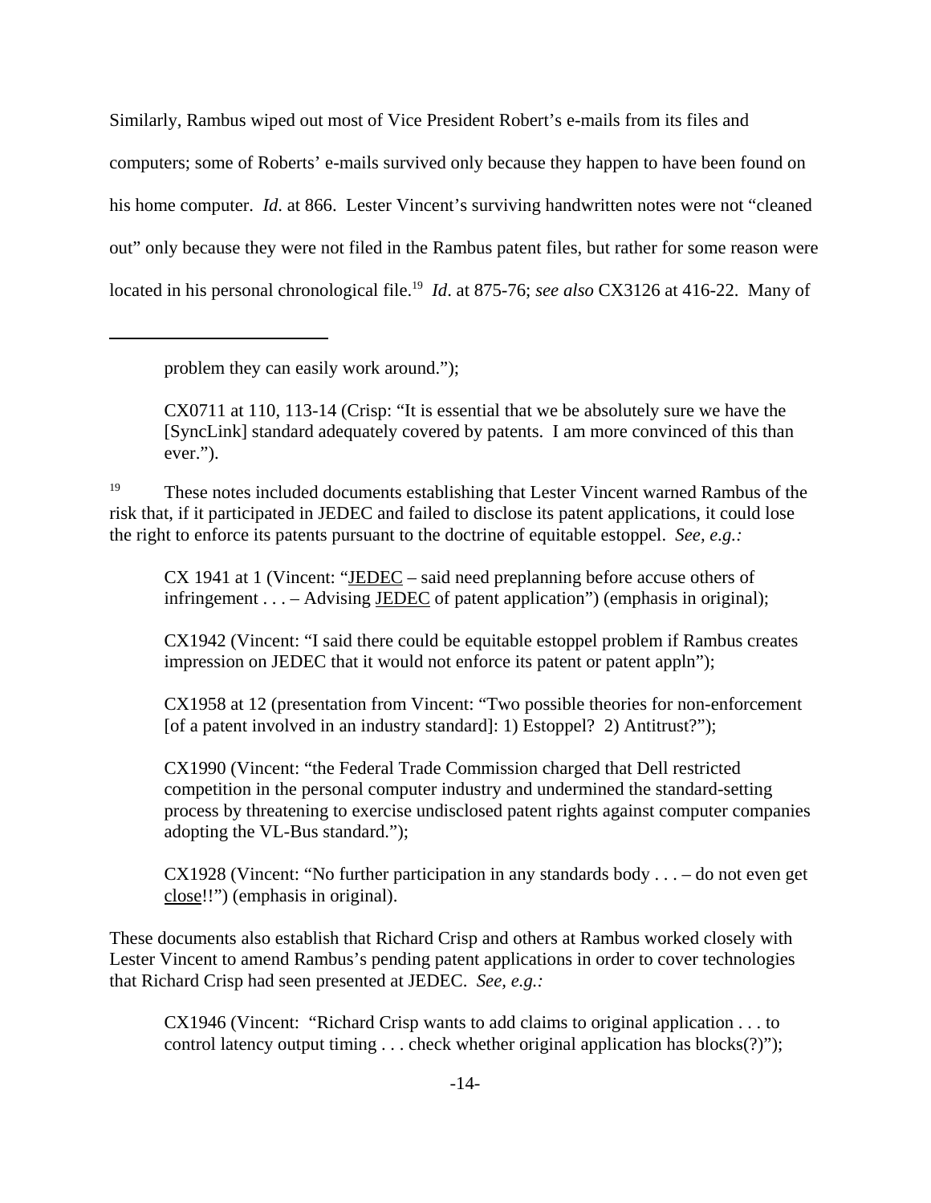Similarly, Rambus wiped out most of Vice President Robert's e-mails from its files and computers; some of Roberts' e-mails survived only because they happen to have been found on his home computer. *Id*. at 866. Lester Vincent's surviving handwritten notes were not "cleaned out" only because they were not filed in the Rambus patent files, but rather for some reason were located in his personal chronological file.[19] *Id*. at 875-76; *see also* CX3126 at 416-22. Many of

---

problem they can easily work around.");

CX0711 at 110, 113-14 (Crisp: "It is essential that we be absolutely sure we have the [SyncLink] standard adequately covered by patents. I am more convinced of this than ever.").

[19] These notes included documents establishing that Lester Vincent warned Rambus of the risk that, if it participated in JEDEC and failed to disclose its patent applications, it could lose the right to enforce its patents pursuant to the doctrine of equitable estoppel. *See, e.g.:*

> CX 1941 at 1 (Vincent: "<u>JEDEC</u> – said need preplanning before accuse others of infringement . . . – Advising <u>JEDEC</u> of patent application") (emphasis in original);
>
> CX1942 (Vincent: "I said there could be equitable estoppel problem if Rambus creates impression on JEDEC that it would not enforce its patent or patent appln");
>
> CX1958 at 12 (presentation from Vincent: "Two possible theories for non-enforcement [of a patent involved in an industry standard]: 1) Estoppel? 2) Antitrust?");
>
> CX1990 (Vincent: "the Federal Trade Commission charged that Dell restricted competition in the personal computer industry and undermined the standard-setting process by threatening to exercise undisclosed patent rights against computer companies adopting the VL-Bus standard.");
>
> CX1928 (Vincent: "No further participation in any standards body . . . – do not even get <u>close</u>!!") (emphasis in original).

These documents also establish that Richard Crisp and others at Rambus worked closely with Lester Vincent to amend Rambus's pending patent applications in order to cover technologies that Richard Crisp had seen presented at JEDEC. *See, e.g.:*

> CX1946 (Vincent: "Richard Crisp wants to add claims to original application . . . to control latency output timing . . . check whether original application has blocks(?)");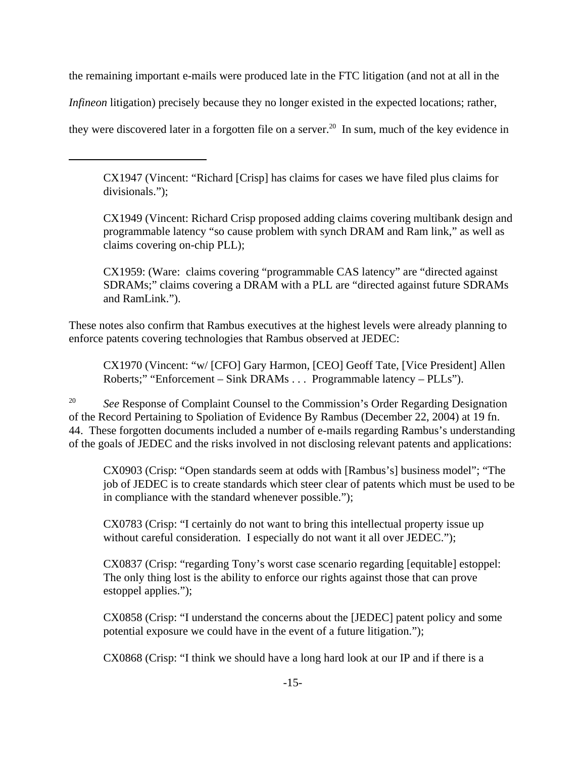the remaining important e-mails were produced late in the FTC litigation (and not at all in the *Infineon* litigation) precisely because they no longer existed in the expected locations; rather, they were discovered later in a forgotten file on a server.[20] In sum, much of the key evidence in

---

> CX1947 (Vincent: "Richard [Crisp] has claims for cases we have filed plus claims for divisionals.");
>
> CX1949 (Vincent: Richard Crisp proposed adding claims covering multibank design and programmable latency "so cause problem with synch DRAM and Ram link," as well as claims covering on-chip PLL);
>
> CX1959: (Ware: claims covering "programmable CAS latency" are "directed against SDRAMs;" claims covering a DRAM with a PLL are "directed against future SDRAMs and RamLink.").

These notes also confirm that Rambus executives at the highest levels were already planning to enforce patents covering technologies that Rambus observed at JEDEC:

> CX1970 (Vincent: "w/ [CFO] Gary Harmon, [CEO] Geoff Tate, [Vice President] Allen Roberts;" "Enforcement – Sink DRAMs . . . Programmable latency – PLLs").

[20] *See* Response of Complaint Counsel to the Commission's Order Regarding Designation of the Record Pertaining to Spoliation of Evidence By Rambus (December 22, 2004) at 19 fn. 44. These forgotten documents included a number of e-mails regarding Rambus's understanding of the goals of JEDEC and the risks involved in not disclosing relevant patents and applications:

> CX0903 (Crisp: "Open standards seem at odds with [Rambus's] business model"; "The job of JEDEC is to create standards which steer clear of patents which must be used to be in compliance with the standard whenever possible.");
>
> CX0783 (Crisp: "I certainly do not want to bring this intellectual property issue up without careful consideration. I especially do not want it all over JEDEC.");
>
> CX0837 (Crisp: "regarding Tony's worst case scenario regarding [equitable] estoppel: The only thing lost is the ability to enforce our rights against those that can prove estoppel applies.");
>
> CX0858 (Crisp: "I understand the concerns about the [JEDEC] patent policy and some potential exposure we could have in the event of a future litigation.");
>
> CX0868 (Crisp: "I think we should have a long hard look at our IP and if there is a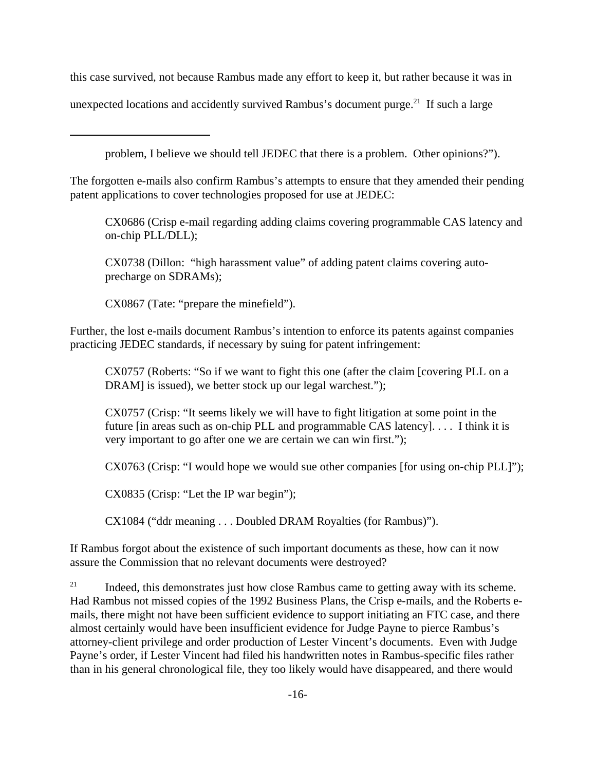this case survived, not because Rambus made any effort to keep it, but rather because it was in unexpected locations and accidently survived Rambus's document purge.[21] If such a large

---

problem, I believe we should tell JEDEC that there is a problem. Other opinions?").

The forgotten e-mails also confirm Rambus's attempts to ensure that they amended their pending patent applications to cover technologies proposed for use at JEDEC:

> CX0686 (Crisp e-mail regarding adding claims covering programmable CAS latency and on-chip PLL/DLL);
>
> CX0738 (Dillon: "high harassment value" of adding patent claims covering auto-precharge on SDRAMs);
>
> CX0867 (Tate: "prepare the minefield").

Further, the lost e-mails document Rambus's intention to enforce its patents against companies practicing JEDEC standards, if necessary by suing for patent infringement:

> CX0757 (Roberts: "So if we want to fight this one (after the claim [covering PLL on a DRAM] is issued), we better stock up our legal warchest.");
>
> CX0757 (Crisp: "It seems likely we will have to fight litigation at some point in the future [in areas such as on-chip PLL and programmable CAS latency]. . . . I think it is very important to go after one we are certain we can win first.");
>
> CX0763 (Crisp: "I would hope we would sue other companies [for using on-chip PLL]");
>
> CX0835 (Crisp: "Let the IP war begin");
>
> CX1084 ("ddr meaning . . . Doubled DRAM Royalties (for Rambus)").

If Rambus forgot about the existence of such important documents as these, how can it now assure the Commission that no relevant documents were destroyed?

[21] Indeed, this demonstrates just how close Rambus came to getting away with its scheme. Had Rambus not missed copies of the 1992 Business Plans, the Crisp e-mails, and the Roberts e-mails, there might not have been sufficient evidence to support initiating an FTC case, and there almost certainly would have been insufficient evidence for Judge Payne to pierce Rambus's attorney-client privilege and order production of Lester Vincent's documents. Even with Judge Payne's order, if Lester Vincent had filed his handwritten notes in Rambus-specific files rather than in his general chronological file, they too likely would have disappeared, and there would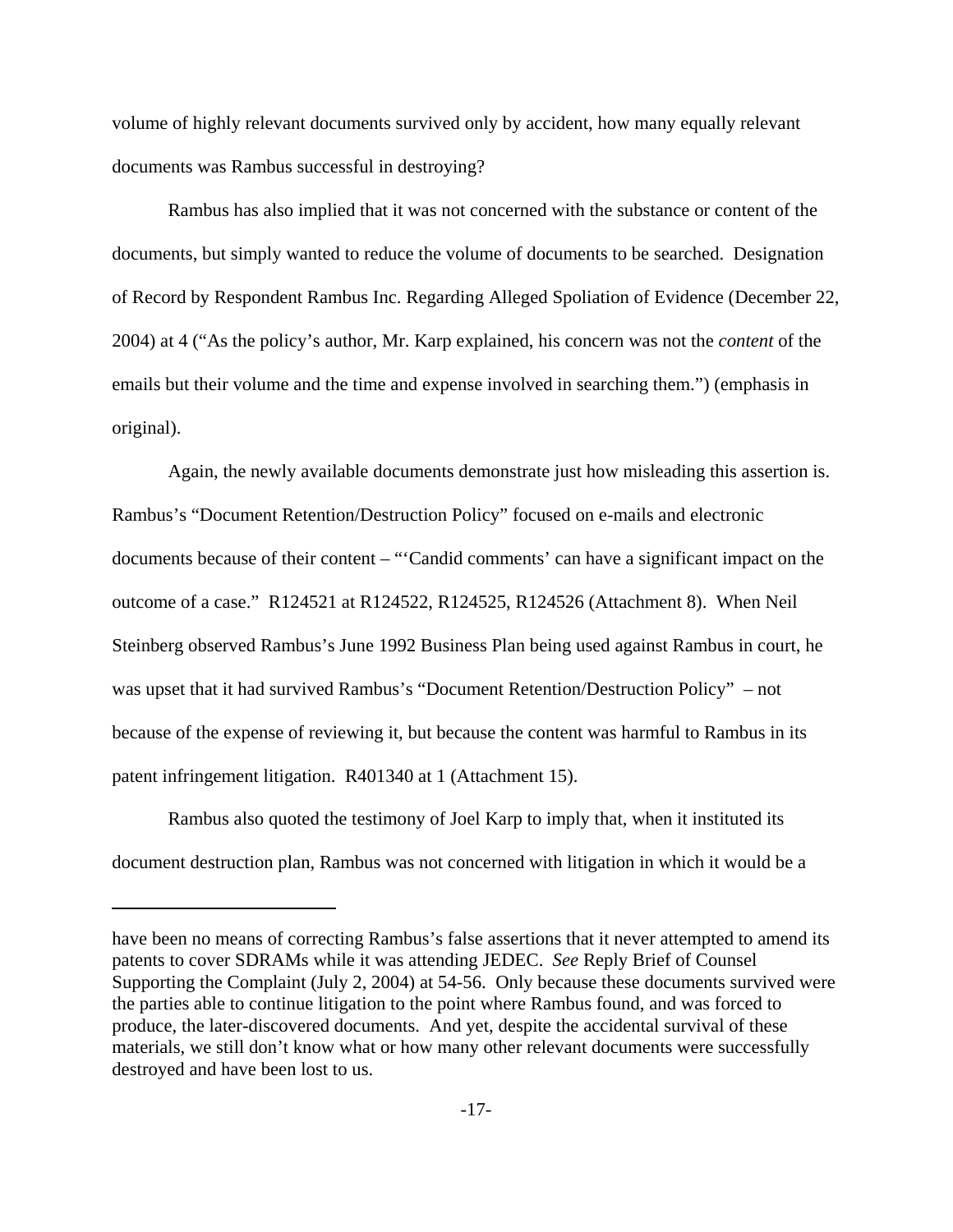volume of highly relevant documents survived only by accident, how many equally relevant documents was Rambus successful in destroying?

Rambus has also implied that it was not concerned with the substance or content of the documents, but simply wanted to reduce the volume of documents to be searched. Designation of Record by Respondent Rambus Inc. Regarding Alleged Spoliation of Evidence (December 22, 2004) at 4 ("As the policy's author, Mr. Karp explained, his concern was not the *content* of the emails but their volume and the time and expense involved in searching them.") (emphasis in original).

Again, the newly available documents demonstrate just how misleading this assertion is. Rambus's "Document Retention/Destruction Policy" focused on e-mails and electronic documents because of their content – "'Candid comments' can have a significant impact on the outcome of a case." R124521 at R124522, R124525, R124526 (Attachment 8). When Neil Steinberg observed Rambus's June 1992 Business Plan being used against Rambus in court, he was upset that it had survived Rambus's "Document Retention/Destruction Policy" – not because of the expense of reviewing it, but because the content was harmful to Rambus in its patent infringement litigation. R401340 at 1 (Attachment 15).

Rambus also quoted the testimony of Joel Karp to imply that, when it instituted its document destruction plan, Rambus was not concerned with litigation in which it would be a

---

have been no means of correcting Rambus's false assertions that it never attempted to amend its patents to cover SDRAMs while it was attending JEDEC. *See* Reply Brief of Counsel Supporting the Complaint (July 2, 2004) at 54-56. Only because these documents survived were the parties able to continue litigation to the point where Rambus found, and was forced to produce, the later-discovered documents. And yet, despite the accidental survival of these materials, we still don't know what or how many other relevant documents were successfully destroyed and have been lost to us.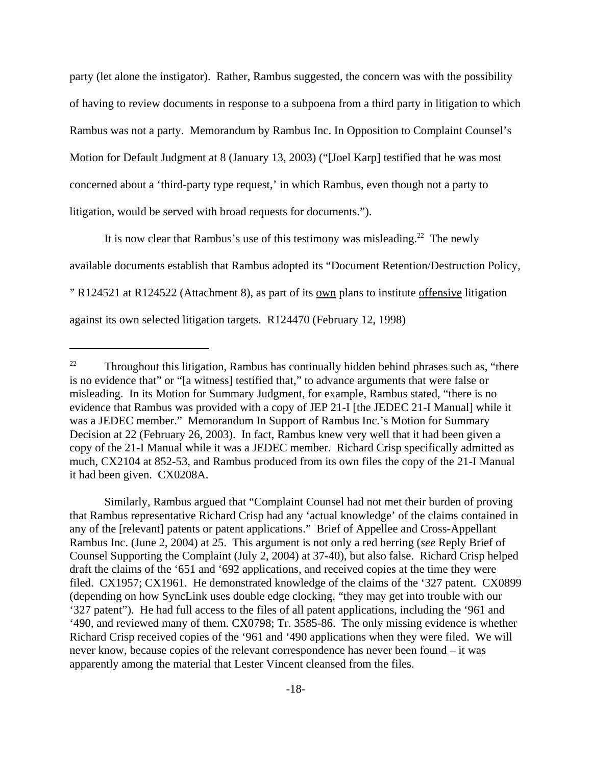party (let alone the instigator). Rather, Rambus suggested, the concern was with the possibility of having to review documents in response to a subpoena from a third party in litigation to which Rambus was not a party. Memorandum by Rambus Inc. In Opposition to Complaint Counsel's Motion for Default Judgment at 8 (January 13, 2003) ("[Joel Karp] testified that he was most concerned about a 'third-party type request,' in which Rambus, even though not a party to litigation, would be served with broad requests for documents.").

It is now clear that Rambus's use of this testimony was misleading.[22] The newly available documents establish that Rambus adopted its "Document Retention/Destruction Policy, " R124521 at R124522 (Attachment 8), as part of its <u>own</u> plans to institute <u>offensive</u> litigation against its own selected litigation targets. R124470 (February 12, 1998)

---

[22] Throughout this litigation, Rambus has continually hidden behind phrases such as, "there is no evidence that" or "[a witness] testified that," to advance arguments that were false or misleading. In its Motion for Summary Judgment, for example, Rambus stated, "there is no evidence that Rambus was provided with a copy of JEP 21-I [the JEDEC 21-I Manual] while it was a JEDEC member." Memorandum In Support of Rambus Inc.'s Motion for Summary Decision at 22 (February 26, 2003). In fact, Rambus knew very well that it had been given a copy of the 21-I Manual while it was a JEDEC member. Richard Crisp specifically admitted as much, CX2104 at 852-53, and Rambus produced from its own files the copy of the 21-I Manual it had been given. CX0208A.

Similarly, Rambus argued that "Complaint Counsel had not met their burden of proving that Rambus representative Richard Crisp had any 'actual knowledge' of the claims contained in any of the [relevant] patents or patent applications." Brief of Appellee and Cross-Appellant Rambus Inc. (June 2, 2004) at 25. This argument is not only a red herring (*see* Reply Brief of Counsel Supporting the Complaint (July 2, 2004) at 37-40), but also false. Richard Crisp helped draft the claims of the '651 and '692 applications, and received copies at the time they were filed. CX1957; CX1961. He demonstrated knowledge of the claims of the '327 patent. CX0899 (depending on how SyncLink uses double edge clocking, "they may get into trouble with our '327 patent"). He had full access to the files of all patent applications, including the '961 and '490, and reviewed many of them. CX0798; Tr. 3585-86. The only missing evidence is whether Richard Crisp received copies of the '961 and '490 applications when they were filed. We will never know, because copies of the relevant correspondence has never been found – it was apparently among the material that Lester Vincent cleansed from the files.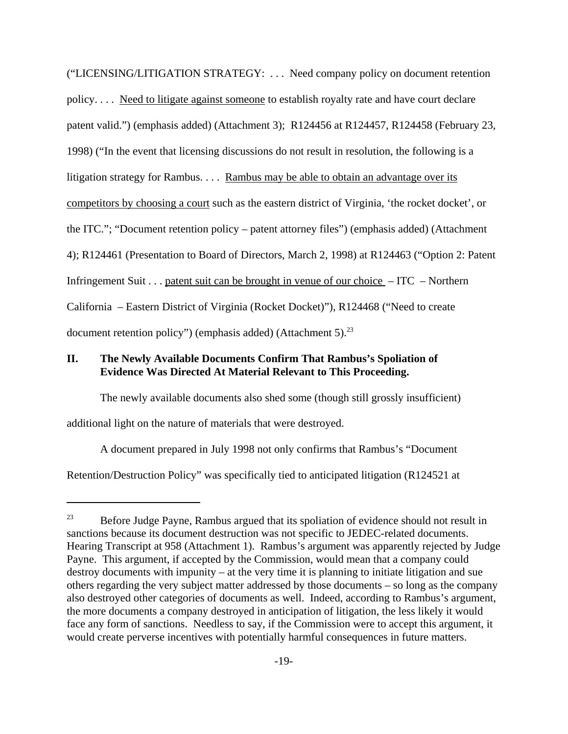("LICENSING/LITIGATION STRATEGY: . . . Need company policy on document retention policy. . . . Need to litigate against someone to establish royalty rate and have court declare patent valid.") (emphasis added) (Attachment 3); R124456 at R124457, R124458 (February 23, 1998) ("In the event that licensing discussions do not result in resolution, the following is a litigation strategy for Rambus. . . . Rambus may be able to obtain an advantage over its competitors by choosing a court such as the eastern district of Virginia, 'the rocket docket', or the ITC."; "Document retention policy – patent attorney files") (emphasis added) (Attachment 4); R124461 (Presentation to Board of Directors, March 2, 1998) at R124463 ("Option 2: Patent Infringement Suit . . . patent suit can be brought in venue of our choice – ITC – Northern California – Eastern District of Virginia (Rocket Docket)"), R124468 ("Need to create document retention policy") (emphasis added) (Attachment 5).[23]

## II. The Newly Available Documents Confirm That Rambus's Spoliation of Evidence Was Directed At Material Relevant to This Proceeding.

The newly available documents also shed some (though still grossly insufficient) additional light on the nature of materials that were destroyed.

A document prepared in July 1998 not only confirms that Rambus's "Document Retention/Destruction Policy" was specifically tied to anticipated litigation (R124521 at

---

[23] Before Judge Payne, Rambus argued that its spoliation of evidence should not result in sanctions because its document destruction was not specific to JEDEC-related documents. Hearing Transcript at 958 (Attachment 1). Rambus's argument was apparently rejected by Judge Payne. This argument, if accepted by the Commission, would mean that a company could destroy documents with impunity – at the very time it is planning to initiate litigation and sue others regarding the very subject matter addressed by those documents – so long as the company also destroyed other categories of documents as well. Indeed, according to Rambus's argument, the more documents a company destroyed in anticipation of litigation, the less likely it would face any form of sanctions. Needless to say, if the Commission were to accept this argument, it would create perverse incentives with potentially harmful consequences in future matters.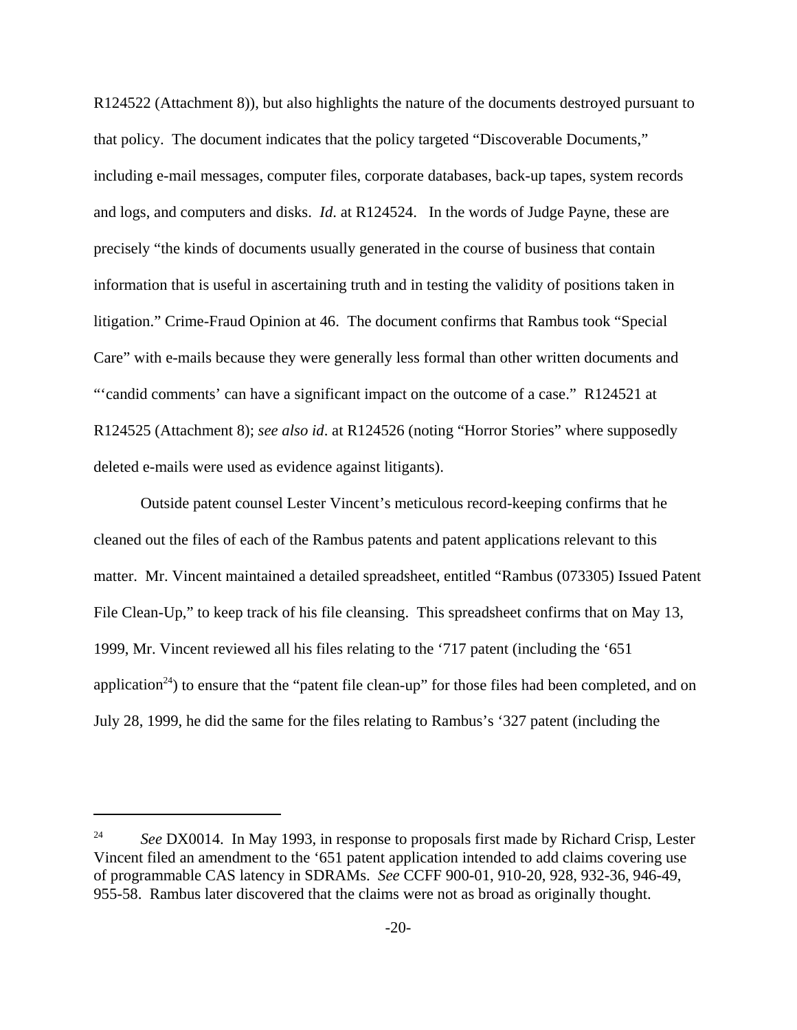R124522 (Attachment 8)), but also highlights the nature of the documents destroyed pursuant to that policy. The document indicates that the policy targeted "Discoverable Documents," including e-mail messages, computer files, corporate databases, back-up tapes, system records and logs, and computers and disks. *Id*. at R124524. In the words of Judge Payne, these are precisely "the kinds of documents usually generated in the course of business that contain information that is useful in ascertaining truth and in testing the validity of positions taken in litigation." Crime-Fraud Opinion at 46. The document confirms that Rambus took "Special Care" with e-mails because they were generally less formal than other written documents and "'candid comments' can have a significant impact on the outcome of a case." R124521 at R124525 (Attachment 8); *see also id*. at R124526 (noting "Horror Stories" where supposedly deleted e-mails were used as evidence against litigants).

Outside patent counsel Lester Vincent's meticulous record-keeping confirms that he cleaned out the files of each of the Rambus patents and patent applications relevant to this matter. Mr. Vincent maintained a detailed spreadsheet, entitled "Rambus (073305) Issued Patent File Clean-Up," to keep track of his file cleansing. This spreadsheet confirms that on May 13, 1999, Mr. Vincent reviewed all his files relating to the '717 patent (including the '651 application[24]) to ensure that the "patent file clean-up" for those files had been completed, and on July 28, 1999, he did the same for the files relating to Rambus's '327 patent (including the

---

[24] *See* DX0014. In May 1993, in response to proposals first made by Richard Crisp, Lester Vincent filed an amendment to the '651 patent application intended to add claims covering use of programmable CAS latency in SDRAMs. *See* CCFF 900-01, 910-20, 928, 932-36, 946-49, 955-58. Rambus later discovered that the claims were not as broad as originally thought.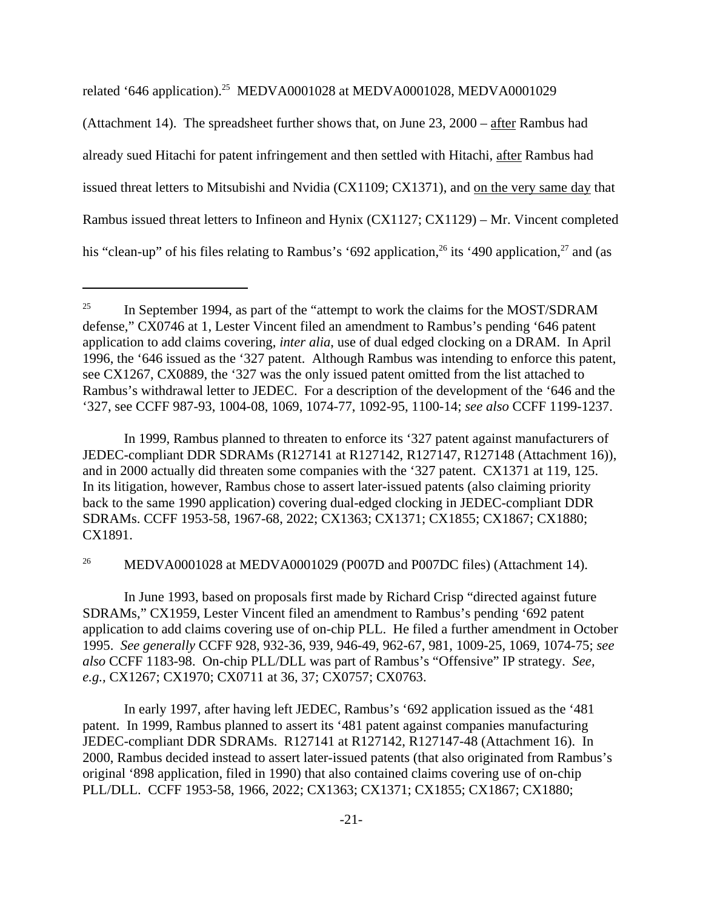related '646 application).[25] MEDVA0001028 at MEDVA0001028, MEDVA0001029 (Attachment 14). The spreadsheet further shows that, on June 23, 2000 – <u>after</u> Rambus had already sued Hitachi for patent infringement and then settled with Hitachi, <u>after</u> Rambus had issued threat letters to Mitsubishi and Nvidia (CX1109; CX1371), and <u>on the very same day</u> that Rambus issued threat letters to Infineon and Hynix (CX1127; CX1129) – Mr. Vincent completed his "clean-up" of his files relating to Rambus's '692 application,[26] its '490 application,[27] and (as

---

[25] In September 1994, as part of the "attempt to work the claims for the MOST/SDRAM defense," CX0746 at 1, Lester Vincent filed an amendment to Rambus's pending '646 patent application to add claims covering, *inter alia*, use of dual edged clocking on a DRAM. In April 1996, the '646 issued as the '327 patent. Although Rambus was intending to enforce this patent, see CX1267, CX0889, the '327 was the only issued patent omitted from the list attached to Rambus's withdrawal letter to JEDEC. For a description of the development of the '646 and the '327, see CCFF 987-93, 1004-08, 1069, 1074-77, 1092-95, 1100-14; *see also* CCFF 1199-1237.

In 1999, Rambus planned to threaten to enforce its '327 patent against manufacturers of JEDEC-compliant DDR SDRAMs (R127141 at R127142, R127147, R127148 (Attachment 16)), and in 2000 actually did threaten some companies with the '327 patent. CX1371 at 119, 125. In its litigation, however, Rambus chose to assert later-issued patents (also claiming priority back to the same 1990 application) covering dual-edged clocking in JEDEC-compliant DDR SDRAMs. CCFF 1953-58, 1967-68, 2022; CX1363; CX1371; CX1855; CX1867; CX1880; CX1891.

[26] MEDVA0001028 at MEDVA0001029 (P007D and P007DC files) (Attachment 14).

In June 1993, based on proposals first made by Richard Crisp "directed against future SDRAMs," CX1959, Lester Vincent filed an amendment to Rambus's pending '692 patent application to add claims covering use of on-chip PLL. He filed a further amendment in October 1995. *See generally* CCFF 928, 932-36, 939, 946-49, 962-67, 981, 1009-25, 1069, 1074-75; *see also* CCFF 1183-98. On-chip PLL/DLL was part of Rambus's "Offensive" IP strategy. *See, e.g.,* CX1267; CX1970; CX0711 at 36, 37; CX0757; CX0763.

In early 1997, after having left JEDEC, Rambus's '692 application issued as the '481 patent. In 1999, Rambus planned to assert its '481 patent against companies manufacturing JEDEC-compliant DDR SDRAMs. R127141 at R127142, R127147-48 (Attachment 16). In 2000, Rambus decided instead to assert later-issued patents (that also originated from Rambus's original '898 application, filed in 1990) that also contained claims covering use of on-chip PLL/DLL. CCFF 1953-58, 1966, 2022; CX1363; CX1371; CX1855; CX1867; CX1880;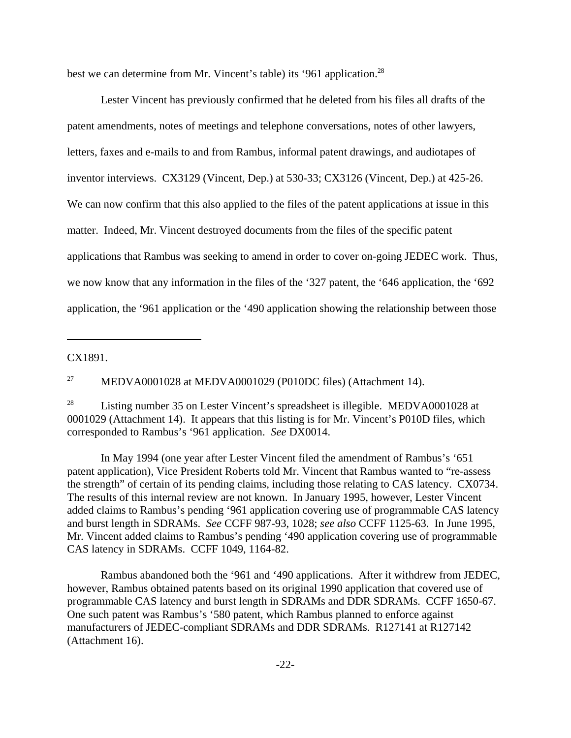best we can determine from Mr. Vincent's table) its '961 application.[28]

Lester Vincent has previously confirmed that he deleted from his files all drafts of the patent amendments, notes of meetings and telephone conversations, notes of other lawyers, letters, faxes and e-mails to and from Rambus, informal patent drawings, and audiotapes of inventor interviews. CX3129 (Vincent, Dep.) at 530-33; CX3126 (Vincent, Dep.) at 425-26. We can now confirm that this also applied to the files of the patent applications at issue in this matter. Indeed, Mr. Vincent destroyed documents from the files of the specific patent applications that Rambus was seeking to amend in order to cover on-going JEDEC work. Thus, we now know that any information in the files of the '327 patent, the '646 application, the '692 application, the '961 application or the '490 application showing the relationship between those

---

CX1891.

[27] MEDVA0001028 at MEDVA0001029 (P010DC files) (Attachment 14).

[28] Listing number 35 on Lester Vincent's spreadsheet is illegible. MEDVA0001028 at 0001029 (Attachment 14). It appears that this listing is for Mr. Vincent's P010D files, which corresponded to Rambus's '961 application. *See* DX0014.

In May 1994 (one year after Lester Vincent filed the amendment of Rambus's '651 patent application), Vice President Roberts told Mr. Vincent that Rambus wanted to "re-assess the strength" of certain of its pending claims, including those relating to CAS latency. CX0734. The results of this internal review are not known. In January 1995, however, Lester Vincent added claims to Rambus's pending '961 application covering use of programmable CAS latency and burst length in SDRAMs. *See* CCFF 987-93, 1028; *see also* CCFF 1125-63. In June 1995, Mr. Vincent added claims to Rambus's pending '490 application covering use of programmable CAS latency in SDRAMs. CCFF 1049, 1164-82.

Rambus abandoned both the '961 and '490 applications. After it withdrew from JEDEC, however, Rambus obtained patents based on its original 1990 application that covered use of programmable CAS latency and burst length in SDRAMs and DDR SDRAMs. CCFF 1650-67. One such patent was Rambus's '580 patent, which Rambus planned to enforce against manufacturers of JEDEC-compliant SDRAMs and DDR SDRAMs. R127141 at R127142 (Attachment 16).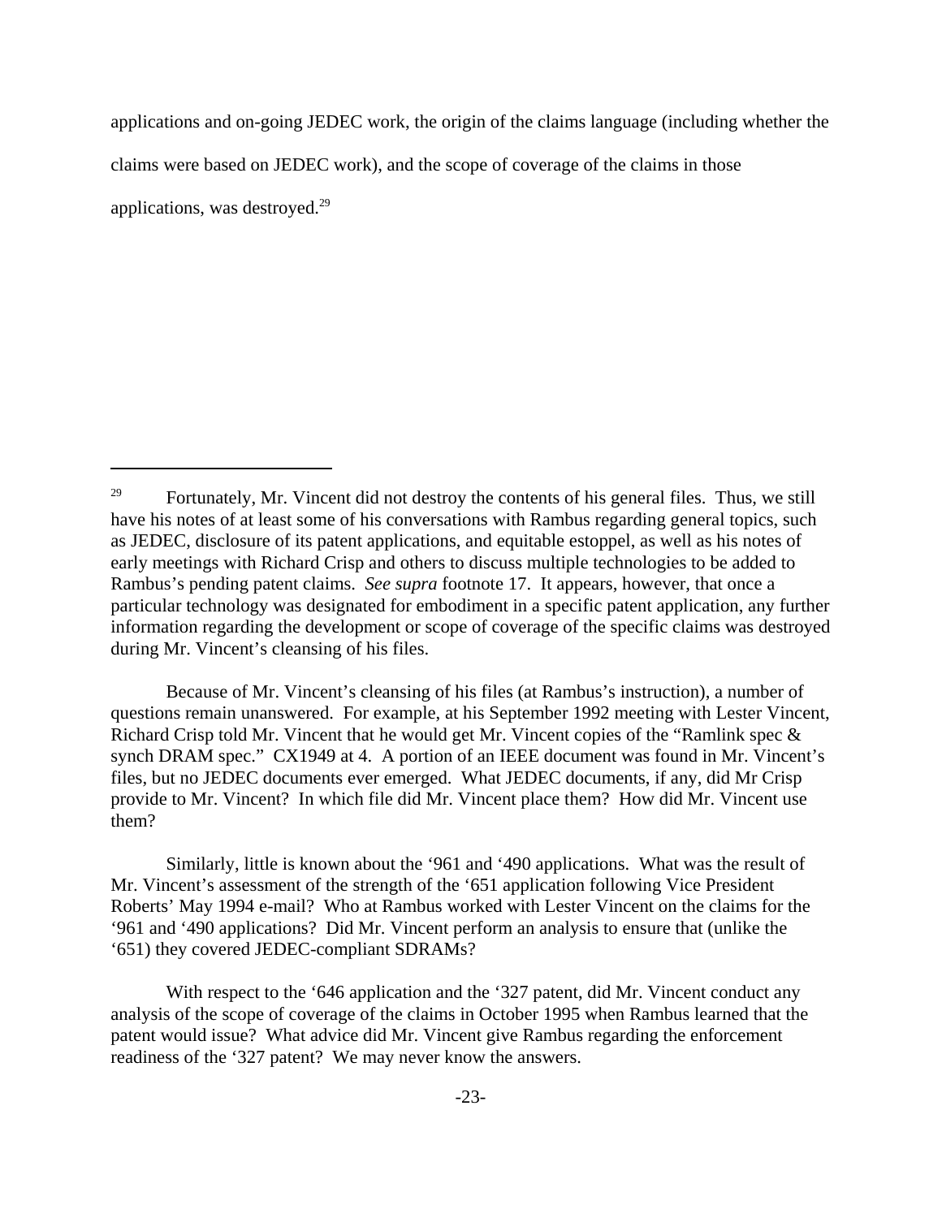applications and on-going JEDEC work, the origin of the claims language (including whether the claims were based on JEDEC work), and the scope of coverage of the claims in those applications, was destroyed.[29]

---

[29] Fortunately, Mr. Vincent did not destroy the contents of his general files. Thus, we still have his notes of at least some of his conversations with Rambus regarding general topics, such as JEDEC, disclosure of its patent applications, and equitable estoppel, as well as his notes of early meetings with Richard Crisp and others to discuss multiple technologies to be added to Rambus's pending patent claims. *See supra* footnote 17. It appears, however, that once a particular technology was designated for embodiment in a specific patent application, any further information regarding the development or scope of coverage of the specific claims was destroyed during Mr. Vincent's cleansing of his files.

Because of Mr. Vincent's cleansing of his files (at Rambus's instruction), a number of questions remain unanswered. For example, at his September 1992 meeting with Lester Vincent, Richard Crisp told Mr. Vincent that he would get Mr. Vincent copies of the "Ramlink spec & synch DRAM spec." CX1949 at 4. A portion of an IEEE document was found in Mr. Vincent's files, but no JEDEC documents ever emerged. What JEDEC documents, if any, did Mr Crisp provide to Mr. Vincent? In which file did Mr. Vincent place them? How did Mr. Vincent use them?

Similarly, little is known about the '961 and '490 applications. What was the result of Mr. Vincent's assessment of the strength of the '651 application following Vice President Roberts' May 1994 e-mail? Who at Rambus worked with Lester Vincent on the claims for the '961 and '490 applications? Did Mr. Vincent perform an analysis to ensure that (unlike the '651) they covered JEDEC-compliant SDRAMs?

With respect to the '646 application and the '327 patent, did Mr. Vincent conduct any analysis of the scope of coverage of the claims in October 1995 when Rambus learned that the patent would issue? What advice did Mr. Vincent give Rambus regarding the enforcement readiness of the '327 patent? We may never know the answers.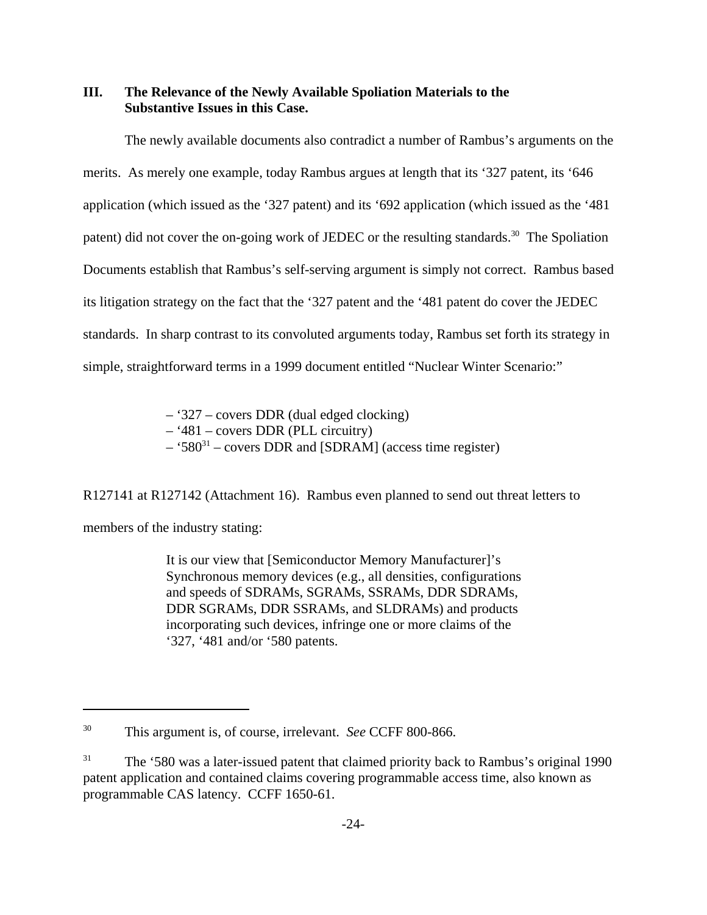## III. The Relevance of the Newly Available Spoliation Materials to the Substantive Issues in this Case.

The newly available documents also contradict a number of Rambus's arguments on the merits. As merely one example, today Rambus argues at length that its '327 patent, its '646 application (which issued as the '327 patent) and its '692 application (which issued as the '481 patent) did not cover the on-going work of JEDEC or the resulting standards.[30] The Spoliation Documents establish that Rambus's self-serving argument is simply not correct. Rambus based its litigation strategy on the fact that the '327 patent and the '481 patent do cover the JEDEC standards. In sharp contrast to its convoluted arguments today, Rambus set forth its strategy in simple, straightforward terms in a 1999 document entitled "Nuclear Winter Scenario:"

> – '327 – covers DDR (dual edged clocking)
> – '481 – covers DDR (PLL circuitry)
> – '580[31] – covers DDR and [SDRAM] (access time register)

R127141 at R127142 (Attachment 16). Rambus even planned to send out threat letters to members of the industry stating:

> It is our view that [Semiconductor Memory Manufacturer]'s Synchronous memory devices (e.g., all densities, configurations and speeds of SDRAMs, SGRAMs, SSRAMs, DDR SDRAMs, DDR SGRAMs, DDR SSRAMs, and SLDRAMs) and products incorporating such devices, infringe one or more claims of the '327, '481 and/or '580 patents.

---

[30] This argument is, of course, irrelevant. *See* CCFF 800-866.

[31] The '580 was a later-issued patent that claimed priority back to Rambus's original 1990 patent application and contained claims covering programmable access time, also known as programmable CAS latency. CCFF 1650-61.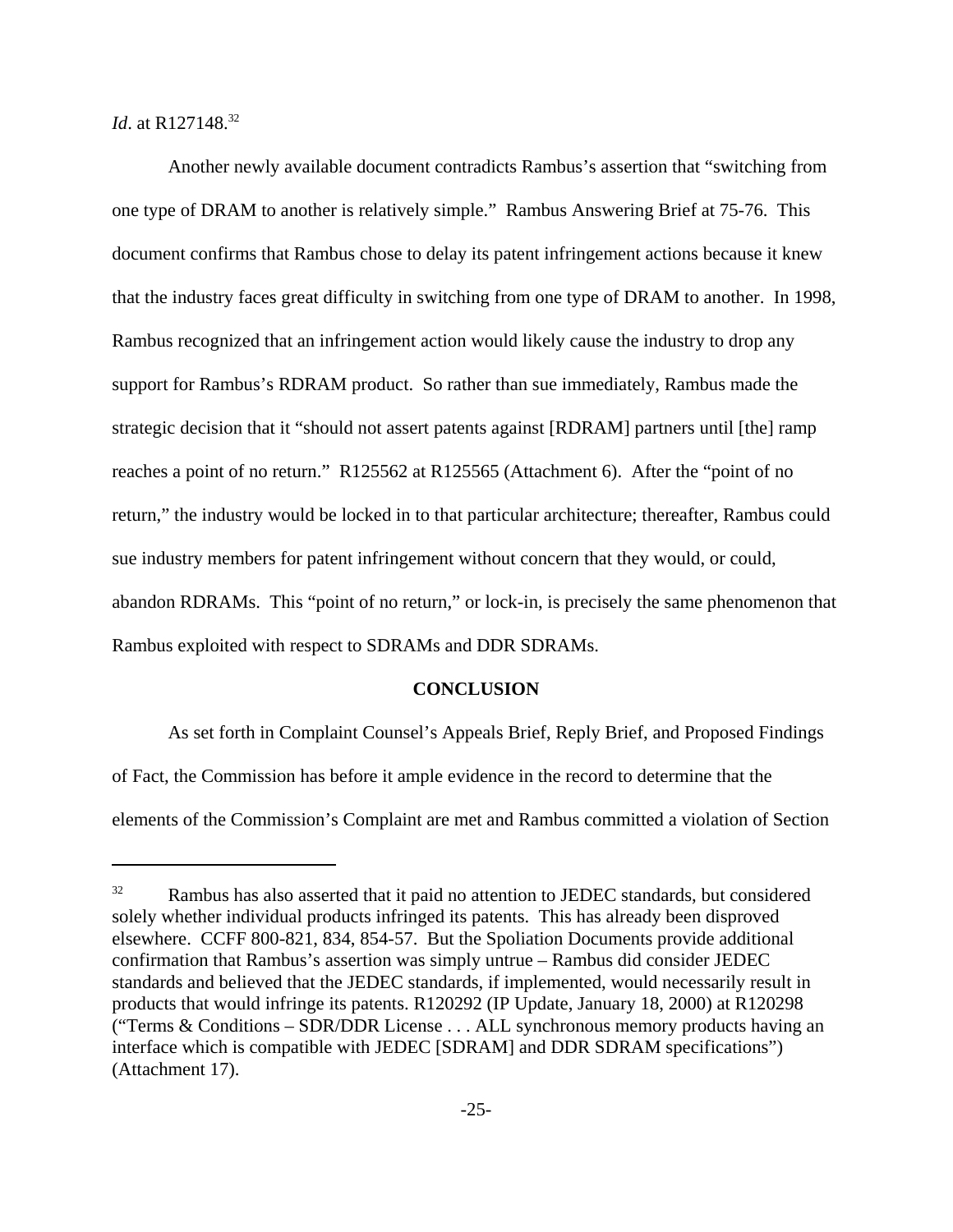*Id*. at R127148.[32]

Another newly available document contradicts Rambus's assertion that "switching from one type of DRAM to another is relatively simple." Rambus Answering Brief at 75-76. This document confirms that Rambus chose to delay its patent infringement actions because it knew that the industry faces great difficulty in switching from one type of DRAM to another. In 1998, Rambus recognized that an infringement action would likely cause the industry to drop any support for Rambus's RDRAM product. So rather than sue immediately, Rambus made the strategic decision that it "should not assert patents against [RDRAM] partners until [the] ramp reaches a point of no return." R125562 at R125565 (Attachment 6). After the "point of no return," the industry would be locked in to that particular architecture; thereafter, Rambus could sue industry members for patent infringement without concern that they would, or could, abandon RDRAMs. This "point of no return," or lock-in, is precisely the same phenomenon that Rambus exploited with respect to SDRAMs and DDR SDRAMs.

## CONCLUSION

As set forth in Complaint Counsel's Appeals Brief, Reply Brief, and Proposed Findings of Fact, the Commission has before it ample evidence in the record to determine that the elements of the Commission's Complaint are met and Rambus committed a violation of Section

---

[32] Rambus has also asserted that it paid no attention to JEDEC standards, but considered solely whether individual products infringed its patents. This has already been disproved elsewhere. CCFF 800-821, 834, 854-57. But the Spoliation Documents provide additional confirmation that Rambus's assertion was simply untrue – Rambus did consider JEDEC standards and believed that the JEDEC standards, if implemented, would necessarily result in products that would infringe its patents. R120292 (IP Update, January 18, 2000) at R120298 ("Terms & Conditions – SDR/DDR License . . . ALL synchronous memory products having an interface which is compatible with JEDEC [SDRAM] and DDR SDRAM specifications") (Attachment 17).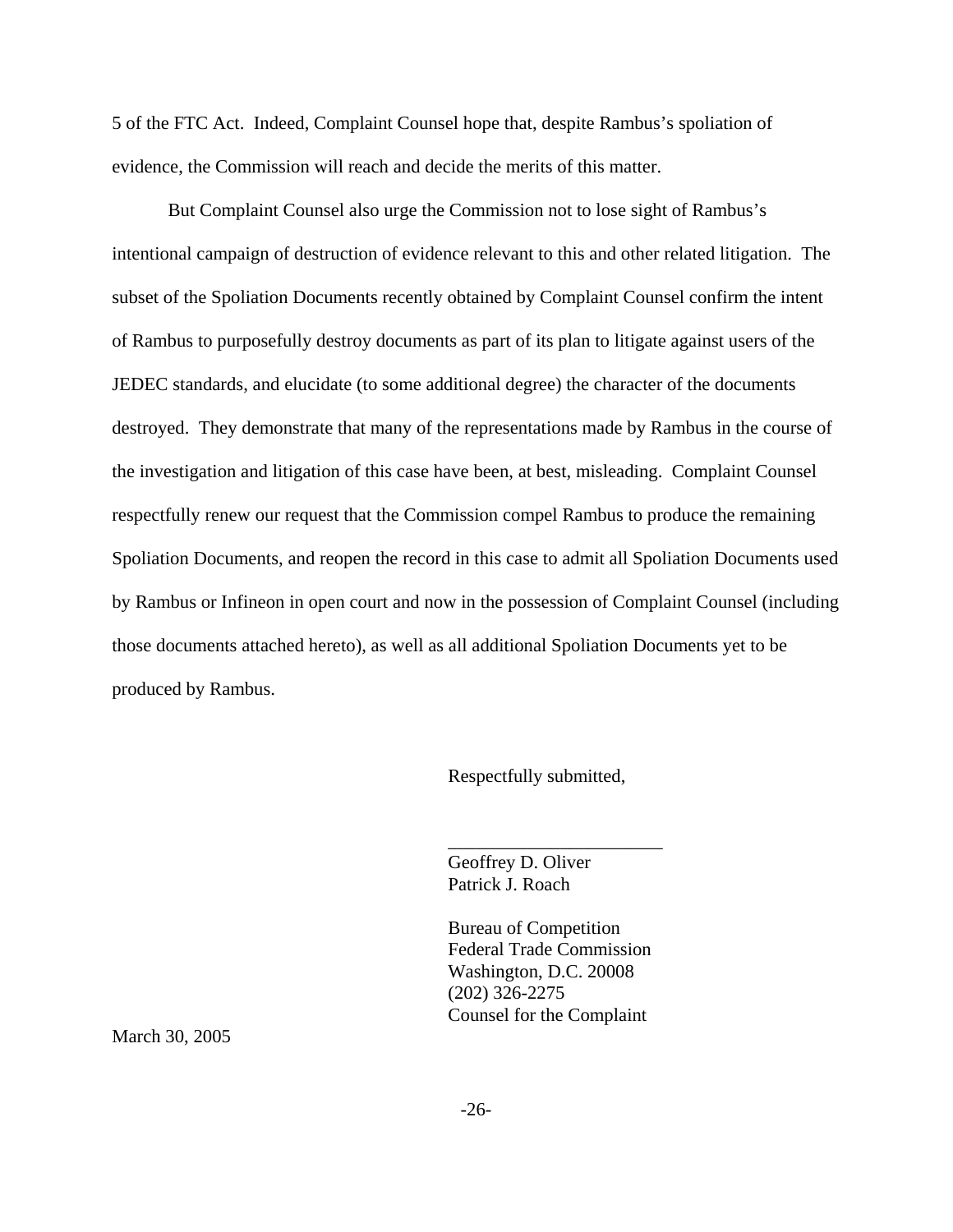5 of the FTC Act. Indeed, Complaint Counsel hope that, despite Rambus's spoliation of evidence, the Commission will reach and decide the merits of this matter.

But Complaint Counsel also urge the Commission not to lose sight of Rambus's intentional campaign of destruction of evidence relevant to this and other related litigation. The subset of the Spoliation Documents recently obtained by Complaint Counsel confirm the intent of Rambus to purposefully destroy documents as part of its plan to litigate against users of the JEDEC standards, and elucidate (to some additional degree) the character of the documents destroyed. They demonstrate that many of the representations made by Rambus in the course of the investigation and litigation of this case have been, at best, misleading. Complaint Counsel respectfully renew our request that the Commission compel Rambus to produce the remaining Spoliation Documents, and reopen the record in this case to admit all Spoliation Documents used by Rambus or Infineon in open court and now in the possession of Complaint Counsel (including those documents attached hereto), as well as all additional Spoliation Documents yet to be produced by Rambus.

Respectfully submitted,

______________________
Geoffrey D. Oliver
Patrick J. Roach

Bureau of Competition
Federal Trade Commission
Washington, D.C. 20008
(202) 326-2275
Counsel for the Complaint

March 30, 2005